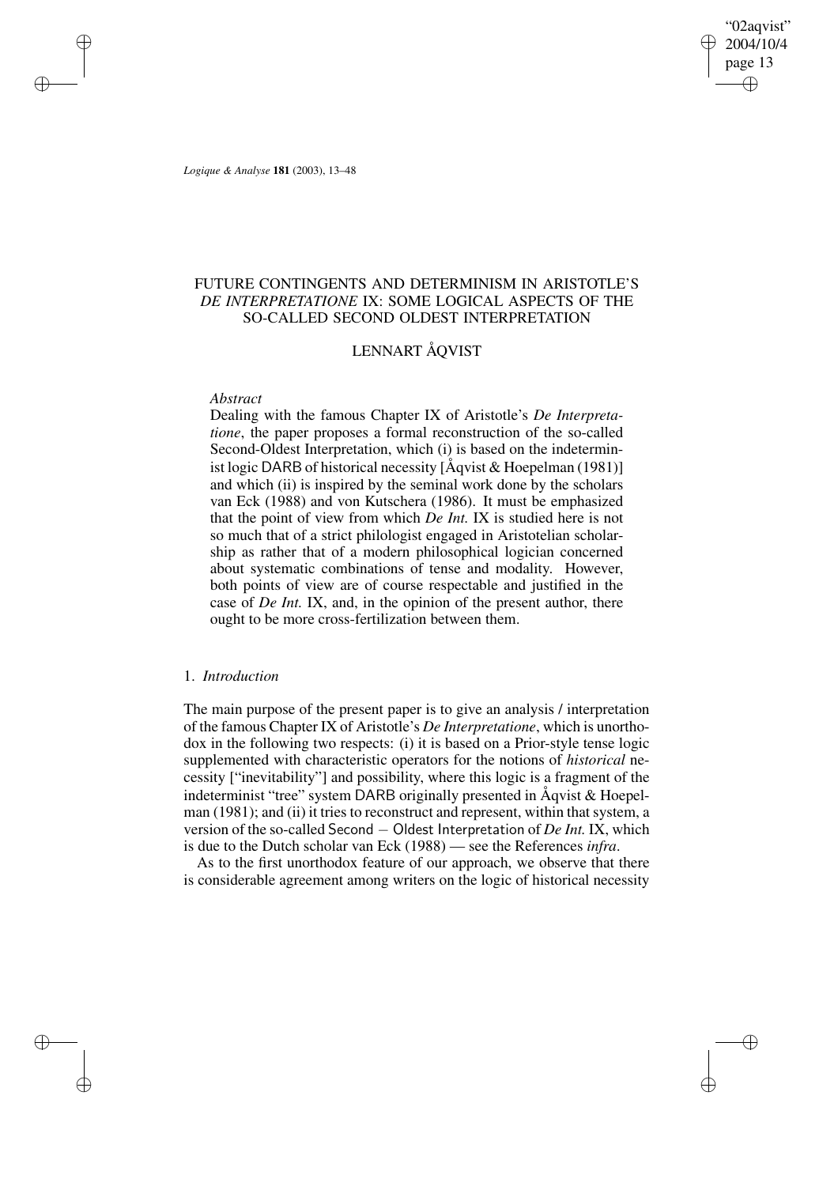# FUTURE CONTINGENTS AND DETERMINISM IN ARISTOTLE'S *DE INTERPRETATIONE* IX: SOME LOGICAL ASPECTS OF THE SO-CALLED SECOND OLDEST INTERPRETATION

LENNART ÅQVIST

*Abstract*

Dealing with the famous Chapter IX of Aristotle's *De Interpretatione*, the paper proposes a formal reconstruction of the so-called Second-Oldest Interpretation, which (i) is based on the indeterminist logic DARB of historical necessity [Åqvist & Hoepelman (1981)] and which (ii) is inspired by the seminal work done by the scholars van Eck (1988) and von Kutschera (1986). It must be emphasized that the point of view from which *De Int.* IX is studied here is not so much that of a strict philologist engaged in Aristotelian scholarship as rather that of a modern philosophical logician concerned about systematic combinations of tense and modality. However, both points of view are of course respectable and justified in the case of *De Int.* IX, and, in the opinion of the present author, there ought to be more cross-fertilization between them.

## 1. *Introduction*

The main purpose of the present paper is to give an analysis / interpretation of the famous Chapter IX of Aristotle's *De Interpretatione*, which is unorthodox in the following two respects: (i) it is based on a Prior-style tense logic supplemented with characteristic operators for the notions of *historical* necessity ["inevitability"] and possibility, where this logic is a fragment of the indeterminist "tree" system DARB originally presented in Åqvist & Hoepelman (1981); and (ii) it tries to reconstruct and represent, within that system, a version of the so-called Second − Oldest Interpretation of *De Int.* IX, which is due to the Dutch scholar van Eck (1988) — see the References *infra*.

As to the first unorthodox feature of our approach, we observe that there is considerable agreement among writers on the logic of historical necessity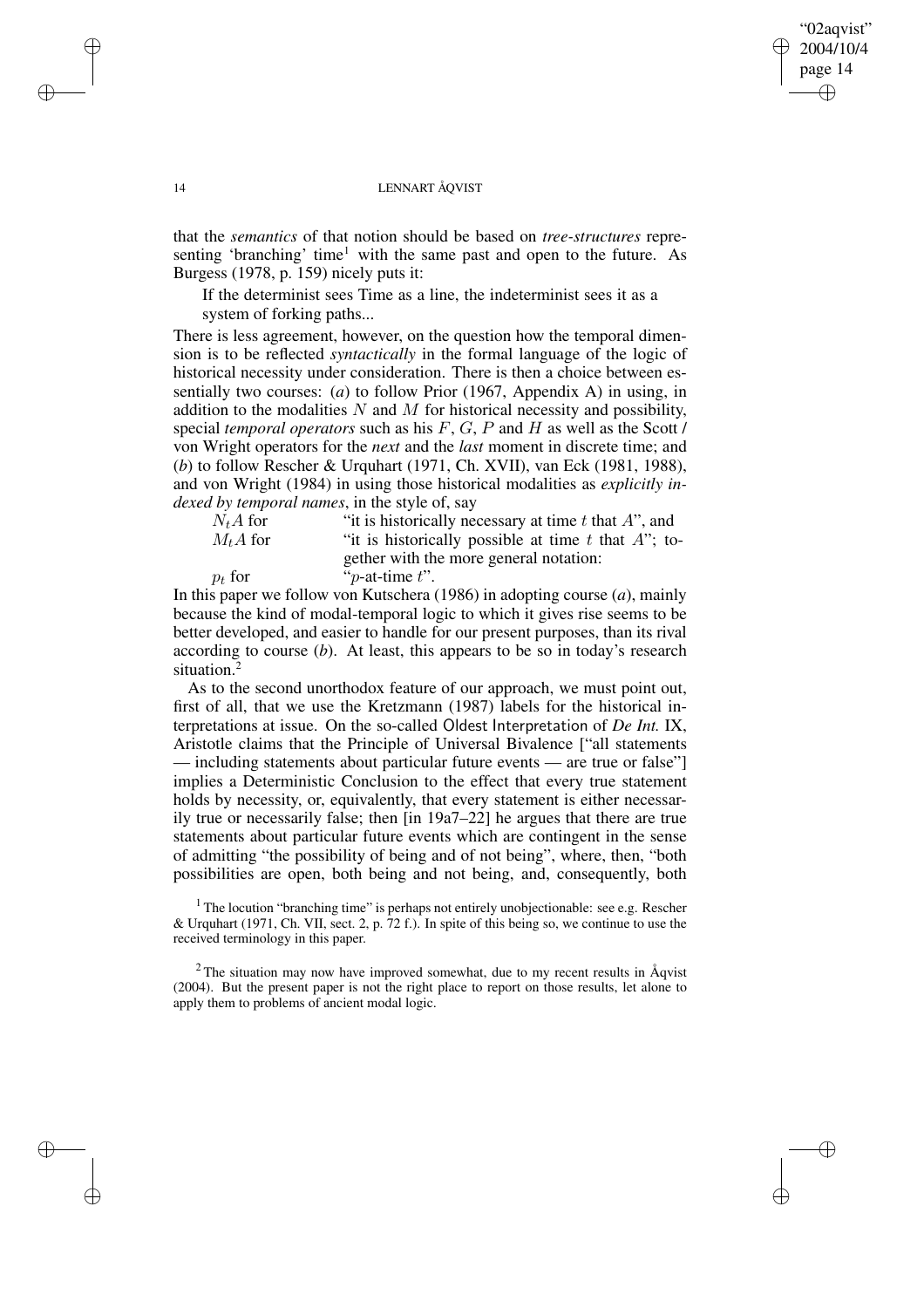that the *semantics* of that notion should be based on *tree-structures* representing 'branching' time[1] with the same past and open to the future. As Burgess (1978, p. 159) nicely puts it:

> If the determinist sees Time as a line, the indeterminist sees it as a system of forking paths...

There is less agreement, however, on the question how the temporal dimension is to be reflected *syntactically* in the formal language of the logic of historical necessity under consideration. There is then a choice between essentially two courses: (*a*) to follow Prior (1967, Appendix A) in using, in addition to the modalities $N$ and $M$ for historical necessity and possibility, special *temporal operators* such as his $F$, $G$, $P$ and $H$ as well as the Scott / von Wright operators for the *next* and the *last* moment in discrete time; and (*b*) to follow Rescher & Urquhart (1971, Ch. XVII), van Eck (1981, 1988), and von Wright (1984) in using those historical modalities as *explicitly indexed by temporal names*, in the style of, say

$N_t A$ for "it is historically necessary at time $t$ that $A$", and
$M_t A$ for "it is historically possible at time $t$ that $A$"; together with the more general notation:
$p_t$ for "$p$-at-time $t$".

In this paper we follow von Kutschera (1986) in adopting course (*a*), mainly because the kind of modal-temporal logic to which it gives rise seems to be better developed, and easier to handle for our present purposes, than its rival according to course (*b*). At least, this appears to be so in today's research situation.[2]

As to the second unorthodox feature of our approach, we must point out, first of all, that we use the Kretzmann (1987) labels for the historical interpretations at issue. On the so-called Oldest Interpretation of *De Int.* IX, Aristotle claims that the Principle of Universal Bivalence ["all statements — including statements about particular future events — are true or false"] implies a Deterministic Conclusion to the effect that every true statement holds by necessity, or, equivalently, that every statement is either necessarily true or necessarily false; then [in 19a7–22] he argues that there are true statements about particular future events which are contingent in the sense of admitting "the possibility of being and of not being", where, then, "both possibilities are open, both being and not being, and, consequently, both

[1] The locution "branching time" is perhaps not entirely unobjectionable: see e.g. Rescher & Urquhart (1971, Ch. VII, sect. 2, p. 72 f.). In spite of this being so, we continue to use the received terminology in this paper.

[2] The situation may now have improved somewhat, due to my recent results in Åqvist (2004). But the present paper is not the right place to report on those results, let alone to apply them to problems of ancient modal logic.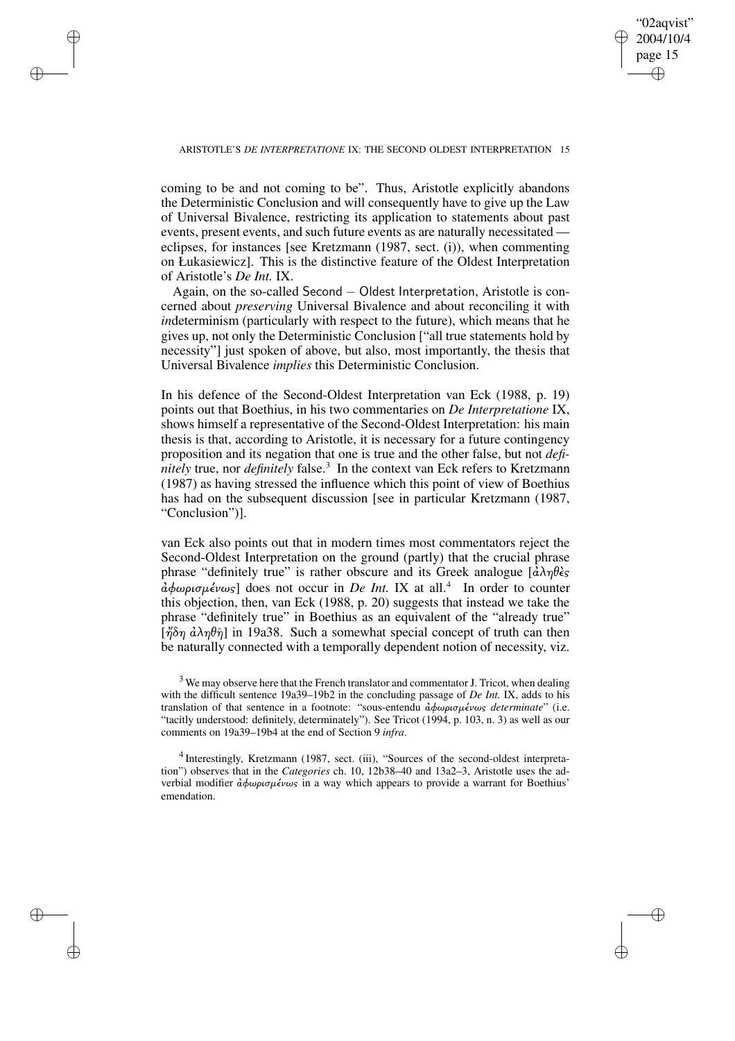coming to be and not coming to be". Thus, Aristotle explicitly abandons the Deterministic Conclusion and will consequently have to give up the Law of Universal Bivalence, restricting its application to statements about past events, present events, and such future events as are naturally necessitated — eclipses, for instances [see Kretzmann (1987, sect. (i)), when commenting on Łukasiewicz]. This is the distinctive feature of the Oldest Interpretation of Aristotle's *De Int.* IX.

Again, on the so-called Second – Oldest Interpretation, Aristotle is concerned about *preserving* Universal Bivalence and about reconciling it with *in*determinism (particularly with respect to the future), which means that he gives up, not only the Deterministic Conclusion ["all true statements hold by necessity"] just spoken of above, but also, most importantly, the thesis that Universal Bivalence *implies* this Deterministic Conclusion.

In his defence of the Second-Oldest Interpretation van Eck (1988, p. 19) points out that Boethius, in his two commentaries on *De Interpretatione* IX, shows himself a representative of the Second-Oldest Interpretation: his main thesis is that, according to Aristotle, it is necessary for a future contingency proposition and its negation that one is true and the other false, but not *definitely* true, nor *definitely* false.[3] In the context van Eck refers to Kretzmann (1987) as having stressed the influence which this point of view of Boethius has had on the subsequent discussion [see in particular Kretzmann (1987, "Conclusion")].

van Eck also points out that in modern times most commentators reject the Second-Oldest Interpretation on the ground (partly) that the crucial phrase phrase "definitely true" is rather obscure and its Greek analogue [ἀληθὲς ἀφωρισμένως] does not occur in *De Int.* IX at all.[4] In order to counter this objection, then, van Eck (1988, p. 20) suggests that instead we take the phrase "definitely true" in Boethius as an equivalent of the "already true" [ἤδη ἀληθῆ] in 19a38. Such a somewhat special concept of truth can then be naturally connected with a temporally dependent notion of necessity, viz.

[3] We may observe here that the French translator and commentator J. Tricot, when dealing with the difficult sentence 19a39–19b2 in the concluding passage of *De Int.* IX, adds to his translation of that sentence in a footnote: "sous-entendu ἀφωρισμένως *determinate*" (i.e. "tacitly understood: definitely, determinately"). See Tricot (1994, p. 103, n. 3) as well as our comments on 19a39–19b4 at the end of Section 9 *infra*.

[4] Interestingly, Kretzmann (1987, sect. (iii), "Sources of the second-oldest interpretation") observes that in the *Categories* ch. 10, 12b38–40 and 13a2–3, Aristotle uses the adverbial modifier ἀφωρισμένως in a way which appears to provide a warrant for Boethius' emendation.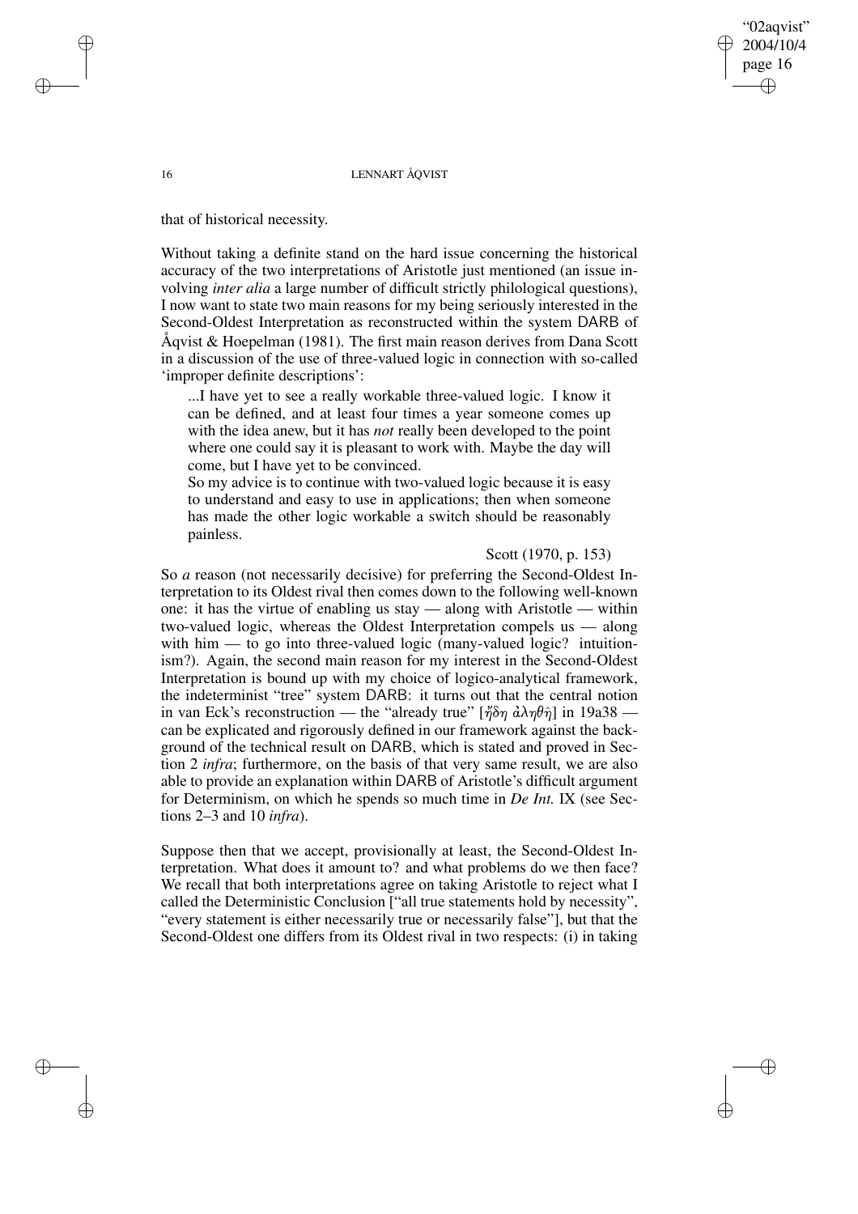that of historical necessity.

Without taking a definite stand on the hard issue concerning the historical accuracy of the two interpretations of Aristotle just mentioned (an issue involving *inter alia* a large number of difficult strictly philological questions), I now want to state two main reasons for my being seriously interested in the Second-Oldest Interpretation as reconstructed within the system DARB of Åqvist & Hoepelman (1981). The first main reason derives from Dana Scott in a discussion of the use of three-valued logic in connection with so-called 'improper definite descriptions':

> ...I have yet to see a really workable three-valued logic. I know it can be defined, and at least four times a year someone comes up with the idea anew, but it has *not* really been developed to the point where one could say it is pleasant to work with. Maybe the day will come, but I have yet to be convinced.
>
> So my advice is to continue with two-valued logic because it is easy to understand and easy to use in applications; then when someone has made the other logic workable a switch should be reasonably painless.
>
> Scott (1970, p. 153)

So *a* reason (not necessarily decisive) for preferring the Second-Oldest Interpretation to its Oldest rival then comes down to the following well-known one: it has the virtue of enabling us stay — along with Aristotle — within two-valued logic, whereas the Oldest Interpretation compels us — along with him — to go into three-valued logic (many-valued logic? intuitionism?). Again, the second main reason for my interest in the Second-Oldest Interpretation is bound up with my choice of logico-analytical framework, the indeterminist "tree" system DARB: it turns out that the central notion in van Eck's reconstruction — the "already true" [ἤδη ἀληθῆ] in 19a38 — can be explicated and rigorously defined in our framework against the background of the technical result on DARB, which is stated and proved in Section 2 *infra*; furthermore, on the basis of that very same result, we are also able to provide an explanation within DARB of Aristotle's difficult argument for Determinism, on which he spends so much time in *De Int.* IX (see Sections 2–3 and 10 *infra*).

Suppose then that we accept, provisionally at least, the Second-Oldest Interpretation. What does it amount to? and what problems do we then face? We recall that both interpretations agree on taking Aristotle to reject what I called the Deterministic Conclusion ["all true statements hold by necessity", "every statement is either necessarily true or necessarily false"], but that the Second-Oldest one differs from its Oldest rival in two respects: (i) in taking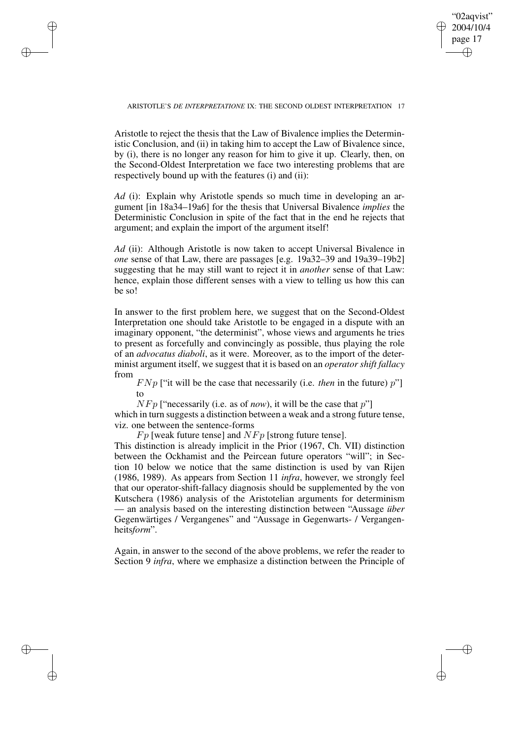Aristotle to reject the thesis that the Law of Bivalence implies the Deterministic Conclusion, and (ii) in taking him to accept the Law of Bivalence since, by (i), there is no longer any reason for him to give it up. Clearly, then, on the Second-Oldest Interpretation we face two interesting problems that are respectively bound up with the features (i) and (ii):

*Ad* (i): Explain why Aristotle spends so much time in developing an argument [in 18a34–19a6] for the thesis that Universal Bivalence *implies* the Deterministic Conclusion in spite of the fact that in the end he rejects that argument; and explain the import of the argument itself!

*Ad* (ii): Although Aristotle is now taken to accept Universal Bivalence in *one* sense of that Law, there are passages [e.g. 19a32–39 and 19a39–19b2] suggesting that he may still want to reject it in *another* sense of that Law: hence, explain those different senses with a view to telling us how this can be so!

In answer to the first problem here, we suggest that on the Second-Oldest Interpretation one should take Aristotle to be engaged in a dispute with an imaginary opponent, "the determinist", whose views and arguments he tries to present as forcefully and convincingly as possible, thus playing the role of an *advocatus diaboli*, as it were. Moreover, as to the import of the determinist argument itself, we suggest that it is based on an *operator shift fallacy* from

$FNp$ ["it will be the case that necessarily (i.e. *then* in the future) $p$"] to

$NFp$ ["necessarily (i.e. as of *now*), it will be the case that $p$"]

which in turn suggests a distinction between a weak and a strong future tense, viz. one between the sentence-forms

$Fp$ [weak future tense] and $NFp$ [strong future tense].

This distinction is already implicit in the Prior (1967, Ch. VII) distinction between the Ockhamist and the Peircean future operators "will"; in Section 10 below we notice that the same distinction is used by van Rijen (1986, 1989). As appears from Section 11 *infra*, however, we strongly feel that our operator-shift-fallacy diagnosis should be supplemented by the von Kutschera (1986) analysis of the Aristotelian arguments for determinism — an analysis based on the interesting distinction between "Aussage *über* Gegenwärtiges / Vergangenes" and "Aussage in Gegenwarts- / Vergangenheits*form*".

Again, in answer to the second of the above problems, we refer the reader to Section 9 *infra*, where we emphasize a distinction between the Principle of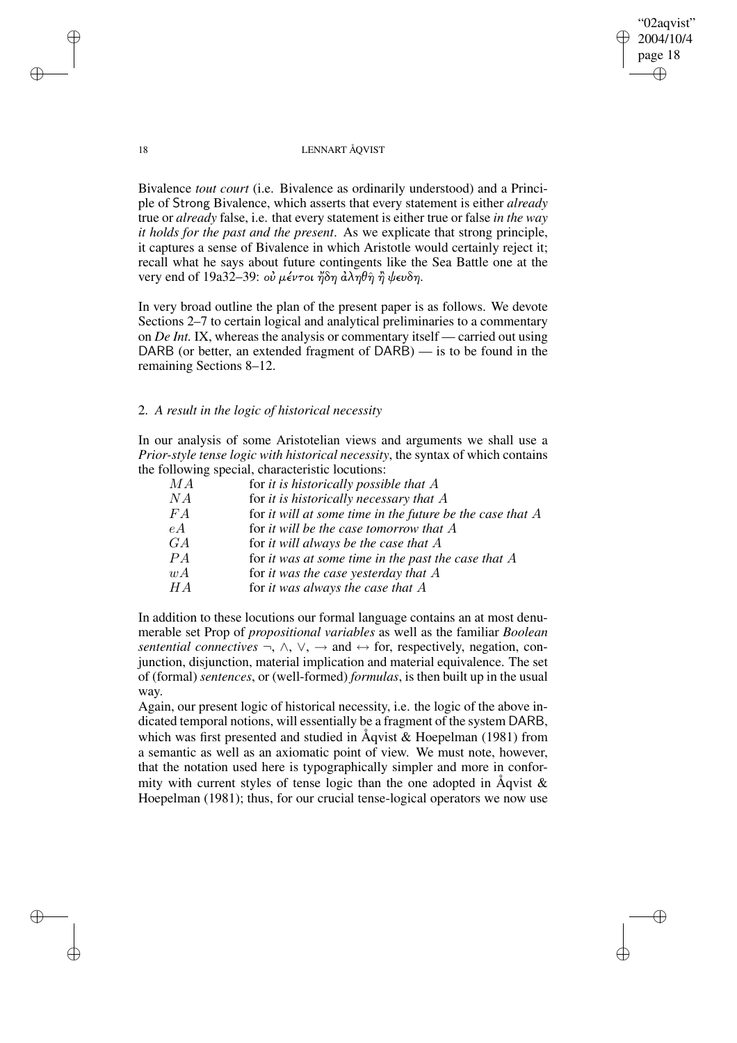Bivalence *tout court* (i.e. Bivalence as ordinarily understood) and a Principle of Strong Bivalence, which asserts that every statement is either *already* true or *already* false, i.e. that every statement is either true or false *in the way it holds for the past and the present*. As we explicate that strong principle, it captures a sense of Bivalence in which Aristotle would certainly reject it; recall what he says about future contingents like the Sea Battle one at the very end of 19a32–39: οὐ μέντοι ἤδη ἀληθῆ ἢ ψευδῆ.

In very broad outline the plan of the present paper is as follows. We devote Sections 2–7 to certain logical and analytical preliminaries to a commentary on *De Int.* IX, whereas the analysis or commentary itself — carried out using DARB (or better, an extended fragment of DARB) — is to be found in the remaining Sections 8–12.

## 2. *A result in the logic of historical necessity*

In our analysis of some Aristotelian views and arguments we shall use a *Prior-style tense logic with historical necessity*, the syntax of which contains the following special, characteristic locutions:

| | |
|---|---|
| $MA$ | for *it is historically possible that* $A$ |
| $NA$ | for *it is historically necessary that* $A$ |
| $FA$ | for *it will at some time in the future be the case that* $A$ |
| $eA$ | for *it will be the case tomorrow that* $A$ |
| $GA$ | for *it will always be the case that* $A$ |
| $PA$ | for *it was at some time in the past the case that* $A$ |
| $wA$ | for *it was the case yesterday that* $A$ |
| $HA$ | for *it was always the case that* $A$ |

In addition to these locutions our formal language contains an at most denumerable set Prop of *propositional variables* as well as the familiar *Boolean sentential connectives* $\neg$, $\wedge$, $\vee$, $\rightarrow$ and $\leftrightarrow$ for, respectively, negation, conjunction, disjunction, material implication and material equivalence. The set of (formal) *sentences*, or (well-formed) *formulas*, is then built up in the usual way.

Again, our present logic of historical necessity, i.e. the logic of the above indicated temporal notions, will essentially be a fragment of the system DARB, which was first presented and studied in Åqvist & Hoepelman (1981) from a semantic as well as an axiomatic point of view. We must note, however, that the notation used here is typographically simpler and more in conformity with current styles of tense logic than the one adopted in Åqvist & Hoepelman (1981); thus, for our crucial tense-logical operators we now use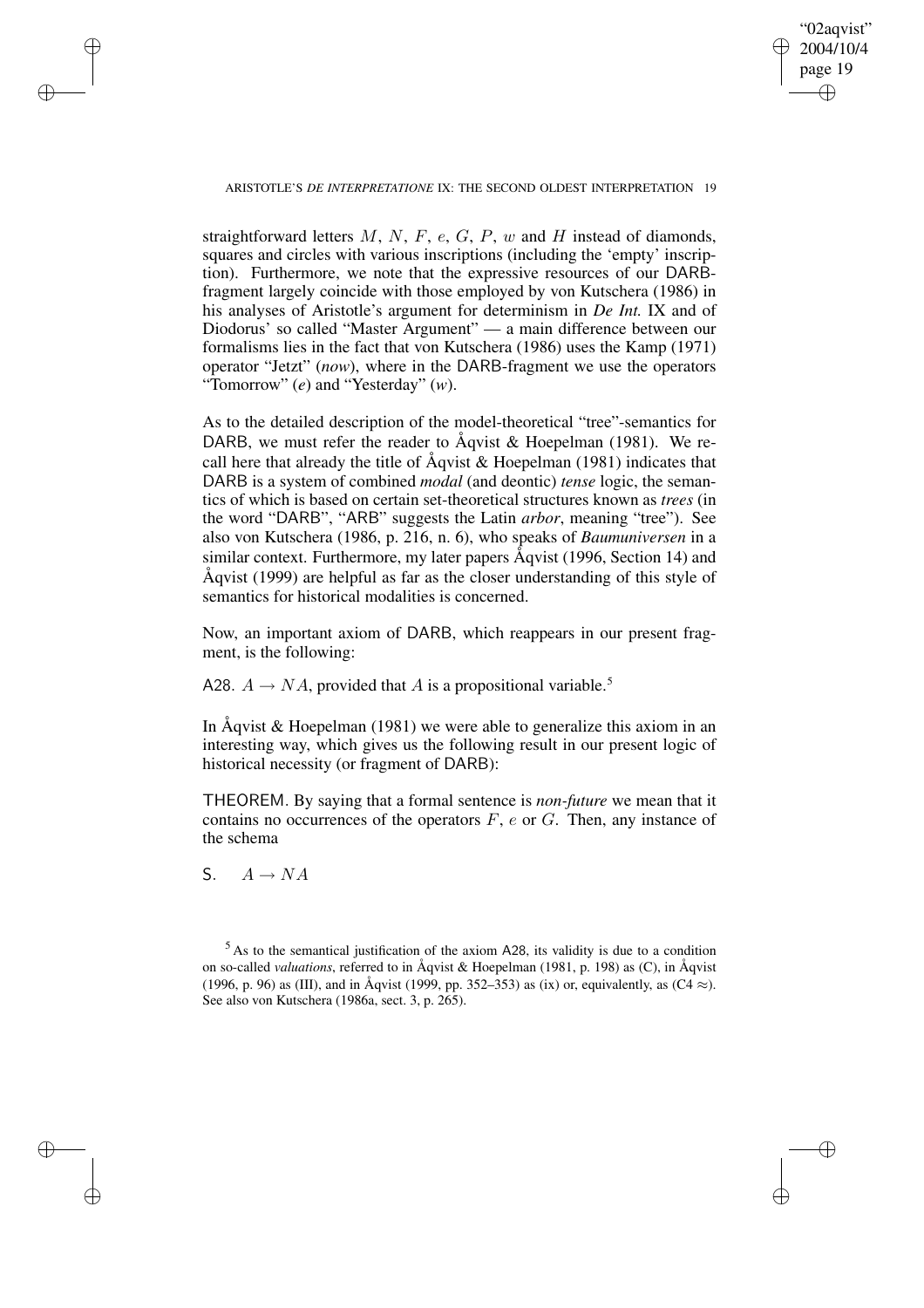straightforward letters $M$, $N$, $F$, $e$, $G$, $P$, $w$ and $H$ instead of diamonds, squares and circles with various inscriptions (including the 'empty' inscription). Furthermore, we note that the expressive resources of our DARB-fragment largely coincide with those employed by von Kutschera (1986) in his analyses of Aristotle's argument for determinism in *De Int.* IX and of Diodorus' so called "Master Argument" — a main difference between our formalisms lies in the fact that von Kutschera (1986) uses the Kamp (1971) operator "Jetzt" (*now*), where in the DARB-fragment we use the operators "Tomorrow" (*e*) and "Yesterday" (*w*).

As to the detailed description of the model-theoretical "tree"-semantics for DARB, we must refer the reader to Åqvist & Hoepelman (1981). We recall here that already the title of Åqvist & Hoepelman (1981) indicates that DARB is a system of combined *modal* (and deontic) *tense* logic, the semantics of which is based on certain set-theoretical structures known as *trees* (in the word "DARB", "ARB" suggests the Latin *arbor*, meaning "tree"). See also von Kutschera (1986, p. 216, n. 6), who speaks of *Baumuniversen* in a similar context. Furthermore, my later papers Åqvist (1996, Section 14) and Åqvist (1999) are helpful as far as the closer understanding of this style of semantics for historical modalities is concerned.

Now, an important axiom of DARB, which reappears in our present fragment, is the following:

A28. $A \to NA$, provided that $A$ is a propositional variable.[5]

In Åqvist & Hoepelman (1981) we were able to generalize this axiom in an interesting way, which gives us the following result in our present logic of historical necessity (or fragment of DARB):

THEOREM. By saying that a formal sentence is *non-future* we mean that it contains no occurrences of the operators $F$, $e$ or $G$. Then, any instance of the schema

S. $\quad A \to NA$

[5] As to the semantical justification of the axiom A28, its validity is due to a condition on so-called *valuations*, referred to in Åqvist & Hoepelman (1981, p. 198) as (C), in Åqvist (1996, p. 96) as (III), and in Åqvist (1999, pp. 352–353) as (ix) or, equivalently, as (C4 $\approx$). See also von Kutschera (1986a, sect. 3, p. 265).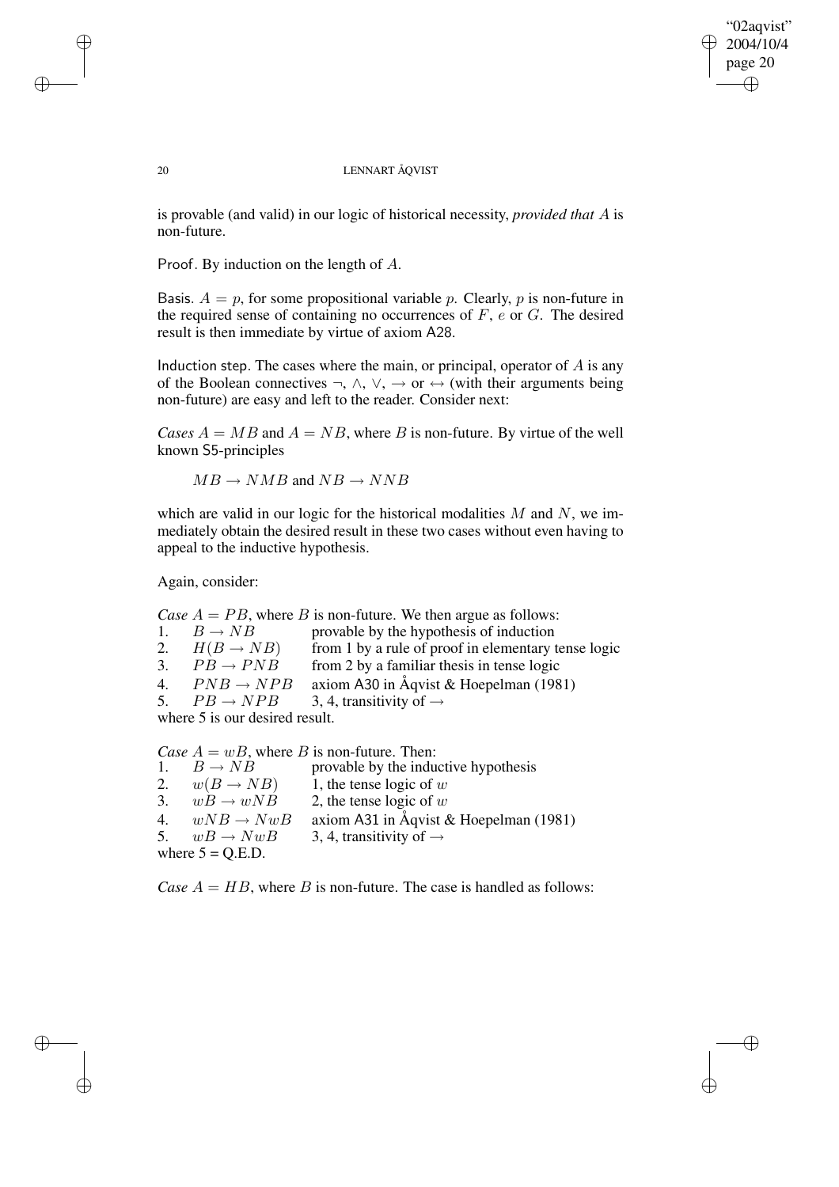is provable (and valid) in our logic of historical necessity, *provided that* $A$ is non-future.

Proof. By induction on the length of $A$.

Basis. $A = p$, for some propositional variable $p$. Clearly, $p$ is non-future in the required sense of containing no occurrences of $F$, $e$ or $G$. The desired result is then immediate by virtue of axiom A28.

Induction step. The cases where the main, or principal, operator of $A$ is any of the Boolean connectives $\neg$, $\wedge$, $\vee$, $\rightarrow$ or $\leftrightarrow$ (with their arguments being non-future) are easy and left to the reader. Consider next:

*Cases* $A = MB$ and $A = NB$, where $B$ is non-future. By virtue of the well known S5-principles

$$MB \rightarrow NMB \text{ and } NB \rightarrow NNB$$

which are valid in our logic for the historical modalities $M$ and $N$, we immediately obtain the desired result in these two cases without even having to appeal to the inductive hypothesis.

Again, consider:

*Case* $A = PB$, where $B$ is non-future. We then argue as follows:

1. $B \rightarrow NB$ — provable by the hypothesis of induction
2. $H(B \rightarrow NB)$ — from 1 by a rule of proof in elementary tense logic
3. $PB \rightarrow PNB$ — from 2 by a familiar thesis in tense logic
4. $PNB \rightarrow NPB$ — axiom A30 in Åqvist & Hoepelman (1981)
5. $PB \rightarrow NPB$ — 3, 4, transitivity of $\rightarrow$

where 5 is our desired result.

*Case* $A = wB$, where $B$ is non-future. Then:

1. $B \rightarrow NB$ — provable by the inductive hypothesis
2. $w(B \rightarrow NB)$ — 1, the tense logic of $w$
3. $wB \rightarrow wNB$ — 2, the tense logic of $w$
4. $wNB \rightarrow NwB$ — axiom A31 in Åqvist & Hoepelman (1981)
5. $wB \rightarrow NwB$ — 3, 4, transitivity of $\rightarrow$

where 5 = Q.E.D.

*Case* $A = HB$, where $B$ is non-future. The case is handled as follows: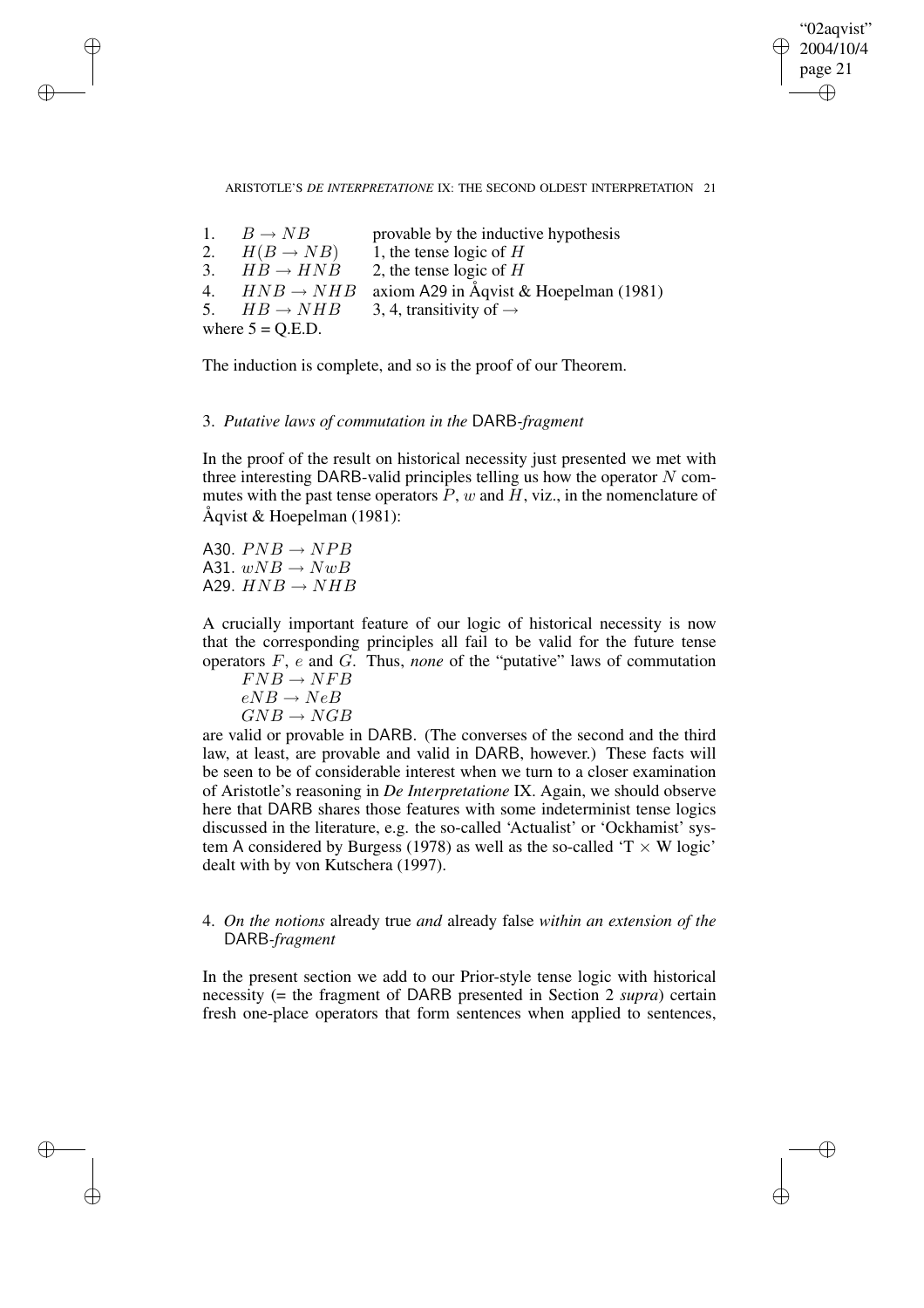| | | |
|---|---|---|
| 1. | $B \rightarrow NB$ | provable by the inductive hypothesis |
| 2. | $H(B \rightarrow NB)$ | 1, the tense logic of $H$ |
| 3. | $HB \rightarrow HNB$ | 2, the tense logic of $H$ |
| 4. | $HNB \rightarrow NHB$ | axiom A29 in Åqvist & Hoepelman (1981) |
| 5. | $HB \rightarrow NHB$ | 3, 4, transitivity of $\rightarrow$ |

where 5 = Q.E.D.

The induction is complete, and so is the proof of our Theorem.

## 3. *Putative laws of commutation in the* DARB-*fragment*

In the proof of the result on historical necessity just presented we met with three interesting DARB-valid principles telling us how the operator $N$ commutes with the past tense operators $P$, $w$ and $H$, viz., in the nomenclature of Åqvist & Hoepelman (1981):

A30. $PNB \rightarrow NPB$
A31. $wNB \rightarrow NwB$
A29. $HNB \rightarrow NHB$

A crucially important feature of our logic of historical necessity is now that the corresponding principles all fail to be valid for the future tense operators $F$, $e$ and $G$. Thus, *none* of the "putative" laws of commutation

$FNB \rightarrow NFB$
$eNB \rightarrow NeB$
$GNB \rightarrow NGB$

are valid or provable in DARB. (The converses of the second and the third law, at least, are provable and valid in DARB, however.) These facts will be seen to be of considerable interest when we turn to a closer examination of Aristotle's reasoning in *De Interpretatione* IX. Again, we should observe here that DARB shares those features with some indeterminist tense logics discussed in the literature, e.g. the so-called 'Actualist' or 'Ockhamist' system A considered by Burgess (1978) as well as the so-called 'T $\times$ W logic' dealt with by von Kutschera (1997).

## 4. *On the notions* already true *and* already false *within an extension of the* DARB-*fragment*

In the present section we add to our Prior-style tense logic with historical necessity (= the fragment of DARB presented in Section 2 *supra*) certain fresh one-place operators that form sentences when applied to sentences,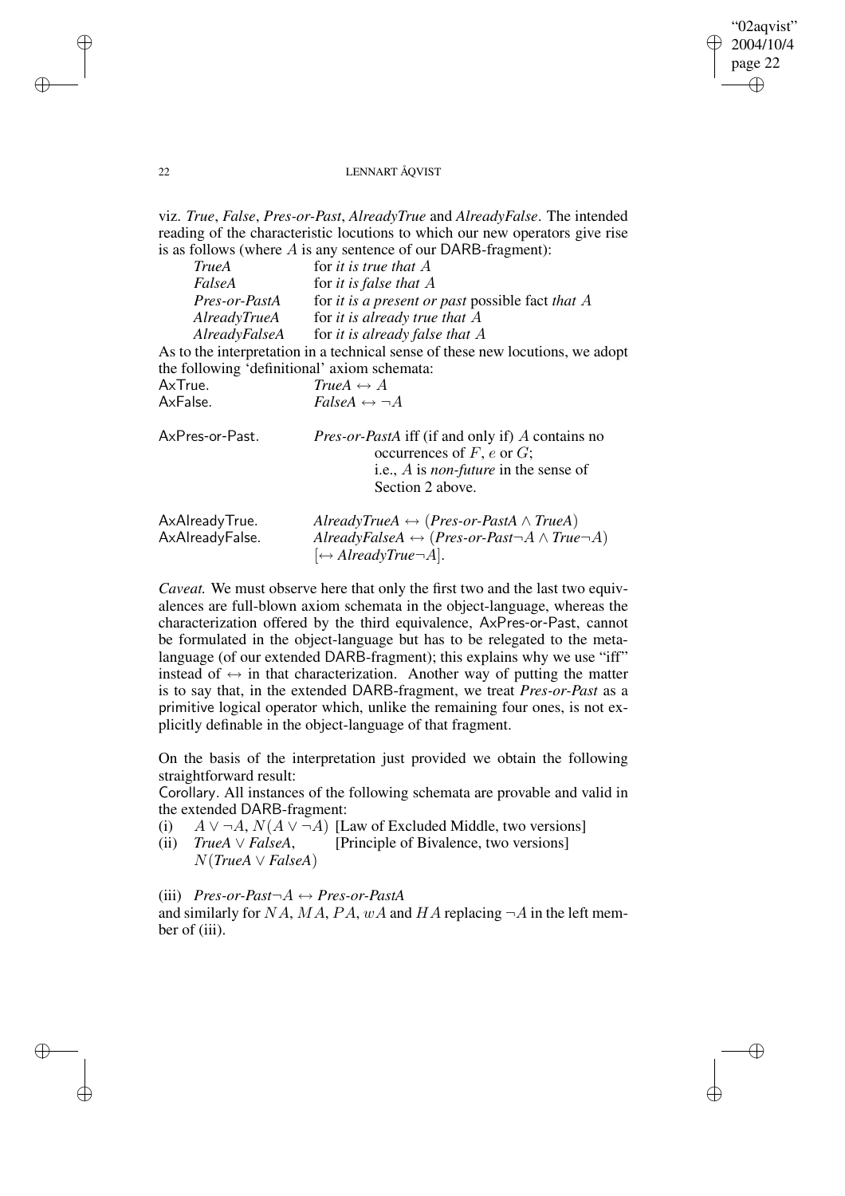viz. *True*, *False*, *Pres-or-Past*, *AlreadyTrue* and *AlreadyFalse*. The intended reading of the characteristic locutions to which our new operators give rise is as follows (where $A$ is any sentence of our DARB-fragment):

| | |
|---|---|
| *TrueA* | for *it is true that* $A$ |
| *FalseA* | for *it is false that* $A$ |
| *Pres-or-PastA* | for *it is a present or past* possible fact *that* $A$ |
| *AlreadyTrueA* | for *it is already true that* $A$ |
| *AlreadyFalseA* | for *it is already false that* $A$ |

As to the interpretation in a technical sense of these new locutions, we adopt the following 'definitional' axiom schemata:

AxTrue. $\quad$ $\mathit{True}A \leftrightarrow A$

AxFalse. $\quad$ $\mathit{False}A \leftrightarrow \neg A$

AxPres-or-Past. $\quad$ *Pres-or-PastA* iff (if and only if) $A$ contains no occurrences of $F$, $e$ or $G$; i.e., $A$ is *non-future* in the sense of Section 2 above.

AxAlreadyTrue. $\quad$ $\mathit{AlreadyTrue}A \leftrightarrow (\mathit{Pres\text{-}or\text{-}Past}A \wedge \mathit{True}A)$

AxAlreadyFalse. $\quad$ $\mathit{AlreadyFalse}A \leftrightarrow (\mathit{Pres\text{-}or\text{-}Past}\neg A \wedge \mathit{True}\neg A)$ $[\leftrightarrow \mathit{AlreadyTrue}\neg A]$.

*Caveat.* We must observe here that only the first two and the last two equivalences are full-blown axiom schemata in the object-language, whereas the characterization offered by the third equivalence, AxPres-or-Past, cannot be formulated in the object-language but has to be relegated to the meta-language (of our extended DARB-fragment); this explains why we use "iff" instead of $\leftrightarrow$ in that characterization. Another way of putting the matter is to say that, in the extended DARB-fragment, we treat *Pres-or-Past* as a primitive logical operator which, unlike the remaining four ones, is not explicitly definable in the object-language of that fragment.

On the basis of the interpretation just provided we obtain the following straightforward result:

Corollary. All instances of the following schemata are provable and valid in the extended DARB-fragment:

(i) $A \vee \neg A$, $N(A \vee \neg A)$ [Law of Excluded Middle, two versions]

(ii) $\mathit{True}A \vee \mathit{False}A$, $N(\mathit{True}A \vee \mathit{False}A)$ [Principle of Bivalence, two versions]

(iii) $\mathit{Pres\text{-}or\text{-}Past}\neg A \leftrightarrow \mathit{Pres\text{-}or\text{-}Past}A$

and similarly for $NA$, $MA$, $PA$, $wA$ and $HA$ replacing $\neg A$ in the left member of (iii).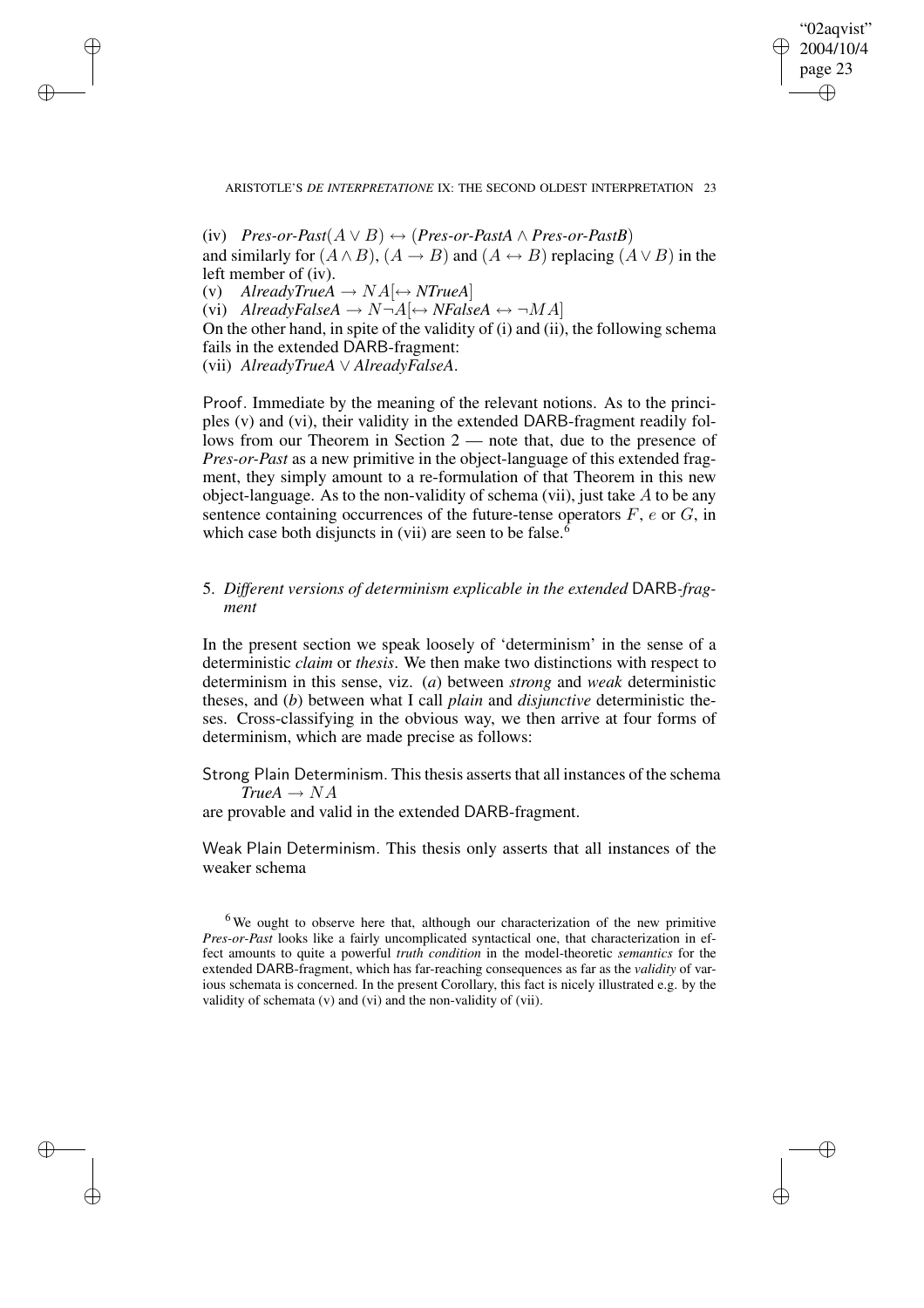(iv) $\textit{Pres-or-Past}(A \vee B) \leftrightarrow (\textit{Pres-or-Past}A \wedge \textit{Pres-or-Past}B)$
and similarly for $(A \wedge B)$, $(A \rightarrow B)$ and $(A \leftrightarrow B)$ replacing $(A \vee B)$ in the left member of (iv).

(v) $\textit{AlreadyTrue}A \rightarrow NA[\leftrightarrow \textit{NTrue}A]$

(vi) $\textit{AlreadyFalse}A \rightarrow N\neg A[\leftrightarrow \textit{NFalse}A \leftrightarrow \neg MA]$

On the other hand, in spite of the validity of (i) and (ii), the following schema fails in the extended DARB-fragment:

(vii) $\textit{AlreadyTrue}A \vee \textit{AlreadyFalse}A$.

Proof. Immediate by the meaning of the relevant notions. As to the principles (v) and (vi), their validity in the extended DARB-fragment readily follows from our Theorem in Section 2 — note that, due to the presence of *Pres-or-Past* as a new primitive in the object-language of this extended fragment, they simply amount to a re-formulation of that Theorem in this new object-language. As to the non-validity of schema (vii), just take $A$ to be any sentence containing occurrences of the future-tense operators $F$, $e$ or $G$, in which case both disjuncts in (vii) are seen to be false.[6]

## 5. *Different versions of determinism explicable in the extended* DARB-*fragment*

In the present section we speak loosely of 'determinism' in the sense of a deterministic *claim* or *thesis*. We then make two distinctions with respect to determinism in this sense, viz. (*a*) between *strong* and *weak* deterministic theses, and (*b*) between what I call *plain* and *disjunctive* deterministic theses. Cross-classifying in the obvious way, we then arrive at four forms of determinism, which are made precise as follows:

Strong Plain Determinism. This thesis asserts that all instances of the schema
$\textit{True}A \rightarrow NA$
are provable and valid in the extended DARB-fragment.

Weak Plain Determinism. This thesis only asserts that all instances of the weaker schema

[6] We ought to observe here that, although our characterization of the new primitive *Pres-or-Past* looks like a fairly uncomplicated syntactical one, that characterization in effect amounts to quite a powerful *truth condition* in the model-theoretic *semantics* for the extended DARB-fragment, which has far-reaching consequences as far as the *validity* of various schemata is concerned. In the present Corollary, this fact is nicely illustrated e.g. by the validity of schemata (v) and (vi) and the non-validity of (vii).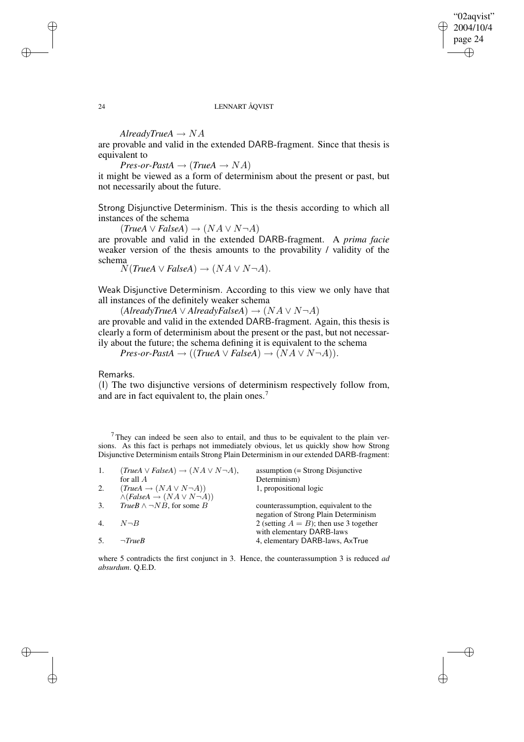$$AlreadyTrueA \rightarrow NA$$

are provable and valid in the extended DARB-fragment. Since that thesis is equivalent to

$$Pres\text{-}or\text{-}PastA \rightarrow (TrueA \rightarrow NA)$$

it might be viewed as a form of determinism about the present or past, but not necessarily about the future.

Strong Disjunctive Determinism. This is the thesis according to which all instances of the schema

$$(TrueA \vee FalseA) \rightarrow (NA \vee N\neg A)$$

are provable and valid in the extended DARB-fragment. A *prima facie* weaker version of the thesis amounts to the provability / validity of the schema

$$N(TrueA \vee FalseA) \rightarrow (NA \vee N\neg A).$$

Weak Disjunctive Determinism. According to this view we only have that all instances of the definitely weaker schema

$$(AlreadyTrueA \vee AlreadyFalseA) \rightarrow (NA \vee N\neg A)$$

are provable and valid in the extended DARB-fragment. Again, this thesis is clearly a form of determinism about the present or the past, but not necessarily about the future; the schema defining it is equivalent to the schema

$$Pres\text{-}or\text{-}PastA \rightarrow ((TrueA \vee FalseA) \rightarrow (NA \vee N\neg A)).$$

Remarks.

(I) The two disjunctive versions of determinism respectively follow from, and are in fact equivalent to, the plain ones.[7]

[7] They can indeed be seen also to entail, and thus to be equivalent to the plain versions. As this fact is perhaps not immediately obvious, let us quickly show how Strong Disjunctive Determinism entails Strong Plain Determinism in our extended DARB-fragment:

| | | |
|---|---|---|
| 1. | $(TrueA \vee FalseA) \rightarrow (NA \vee N\neg A)$, for all $A$ | assumption (= Strong Disjunctive Determinism) |
| 2. | $(TrueA \rightarrow (NA \vee N\neg A)) \wedge (FalseA \rightarrow (NA \vee N\neg A))$ | 1, propositional logic |
| 3. | $TrueB \wedge \neg NB$, for some $B$ | counterassumption, equivalent to the negation of Strong Plain Determinism |
| 4. | $N\neg B$ | 2 (setting $A = B$); then use 3 together with elementary DARB-laws |
| 5. | $\neg TrueB$ | 4, elementary DARB-laws, AxTrue |

where 5 contradicts the first conjunct in 3. Hence, the counterassumption 3 is reduced *ad absurdum*. Q.E.D.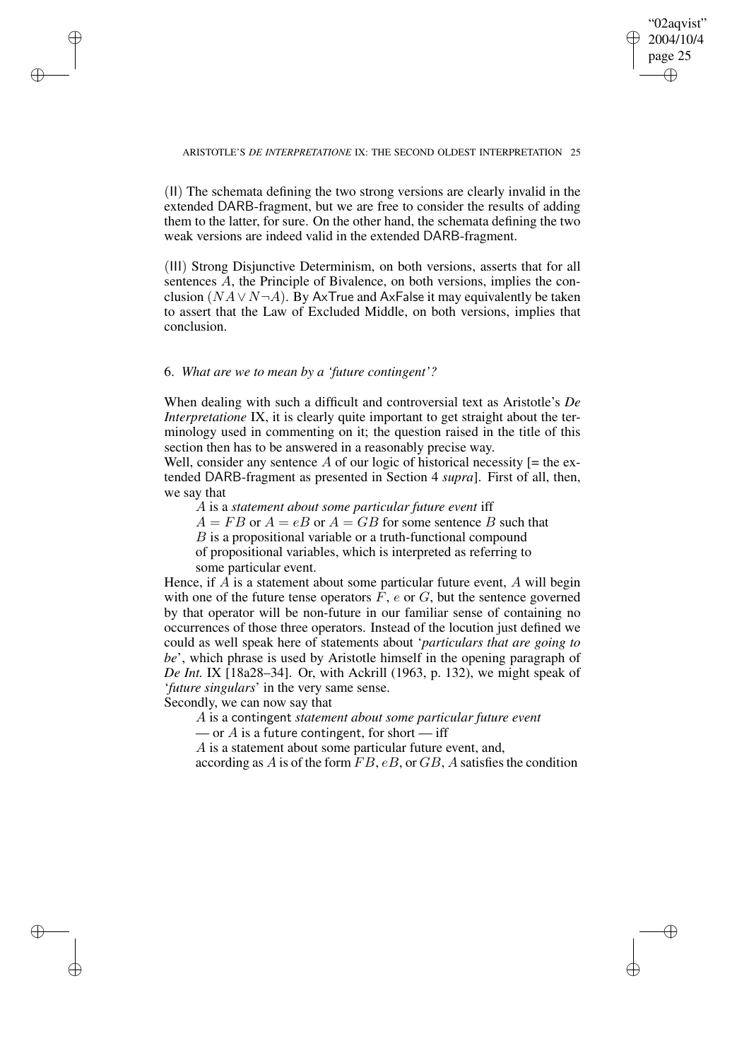(II) The schemata defining the two strong versions are clearly invalid in the extended DARB-fragment, but we are free to consider the results of adding them to the latter, for sure. On the other hand, the schemata defining the two weak versions are indeed valid in the extended DARB-fragment.

(III) Strong Disjunctive Determinism, on both versions, asserts that for all sentences $A$, the Principle of Bivalence, on both versions, implies the conclusion $(NA \vee N\neg A)$. By AxTrue and AxFalse it may equivalently be taken to assert that the Law of Excluded Middle, on both versions, implies that conclusion.

### 6. *What are we to mean by a 'future contingent'?*

When dealing with such a difficult and controversial text as Aristotle's *De Interpretatione* IX, it is clearly quite important to get straight about the terminology used in commenting on it; the question raised in the title of this section then has to be answered in a reasonably precise way.

Well, consider any sentence $A$ of our logic of historical necessity [= the extended DARB-fragment as presented in Section 4 *supra*]. First of all, then, we say that

> $A$ is a *statement about some particular future event* iff
> $A = FB$ or $A = eB$ or $A = GB$ for some sentence $B$ such that
> $B$ is a propositional variable or a truth-functional compound
> of propositional variables, which is interpreted as referring to
> some particular event.

Hence, if $A$ is a statement about some particular future event, $A$ will begin with one of the future tense operators $F$, $e$ or $G$, but the sentence governed by that operator will be non-future in our familiar sense of containing no occurrences of those three operators. Instead of the locution just defined we could as well speak here of statements about '*particulars that are going to be*', which phrase is used by Aristotle himself in the opening paragraph of *De Int.* IX [18a28–34]. Or, with Ackrill (1963, p. 132), we might speak of '*future singulars*' in the very same sense.

Secondly, we can now say that

> $A$ is a contingent *statement about some particular future event*
> — or $A$ is a future contingent, for short — iff
> $A$ is a statement about some particular future event, and,
> according as $A$ is of the form $FB$, $eB$, or $GB$, $A$ satisfies the condition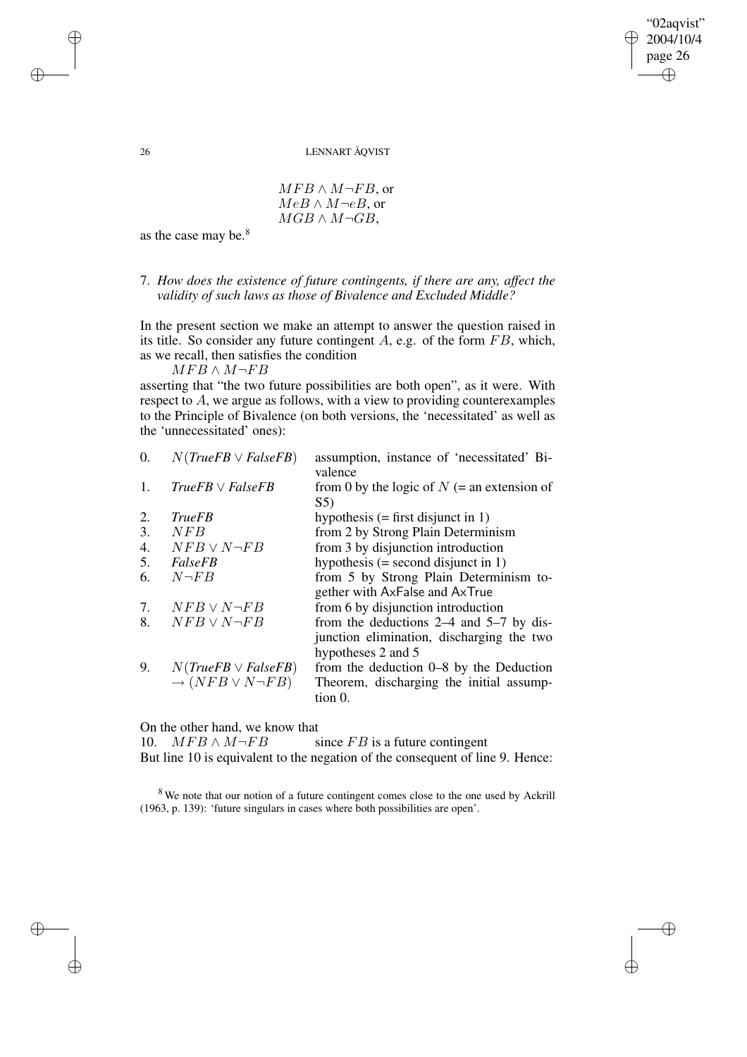$$MFB \wedge M\neg FB, \text{ or}$$
$$MeB \wedge M\neg eB, \text{ or}$$
$$MGB \wedge M\neg GB,$$

as the case may be.[8]

## 7. *How does the existence of future contingents, if there are any, affect the validity of such laws as those of Bivalence and Excluded Middle?*

In the present section we make an attempt to answer the question raised in its title. So consider any future contingent $A$, e.g. of the form $FB$, which, as we recall, then satisfies the condition

$$MFB \wedge M\neg FB$$

asserting that "the two future possibilities are both open", as it were. With respect to $A$, we argue as follows, with a view to providing counterexamples to the Principle of Bivalence (on both versions, the 'necessitated' as well as the 'unnecessitated' ones):

| | | |
|---|---|---|
| 0. | $N(\textit{TrueFB} \vee \textit{FalseFB})$ | assumption, instance of 'necessitated' Bivalence |
| 1. | $\textit{TrueFB} \vee \textit{FalseFB}$ | from 0 by the logic of $N$ (= an extension of S5) |
| 2. | $\textit{TrueFB}$ | hypothesis (= first disjunct in 1) |
| 3. | $NFB$ | from 2 by Strong Plain Determinism |
| 4. | $NFB \vee N\neg FB$ | from 3 by disjunction introduction |
| 5. | $\textit{FalseFB}$ | hypothesis (= second disjunct in 1) |
| 6. | $N\neg FB$ | from 5 by Strong Plain Determinism together with AxFalse and AxTrue |
| 7. | $NFB \vee N\neg FB$ | from 6 by disjunction introduction |
| 8. | $NFB \vee N\neg FB$ | from the deductions 2–4 and 5–7 by disjunction elimination, discharging the two hypotheses 2 and 5 |
| 9. | $N(\textit{TrueFB} \vee \textit{FalseFB}) \rightarrow (NFB \vee N\neg FB)$ | from the deduction 0–8 by the Deduction Theorem, discharging the initial assumption 0. |

On the other hand, we know that

10. $MFB \wedge M\neg FB$ since $FB$ is a future contingent

But line 10 is equivalent to the negation of the consequent of line 9. Hence:

[8] We note that our notion of a future contingent comes close to the one used by Ackrill (1963, p. 139): 'future singulars in cases where both possibilities are open'.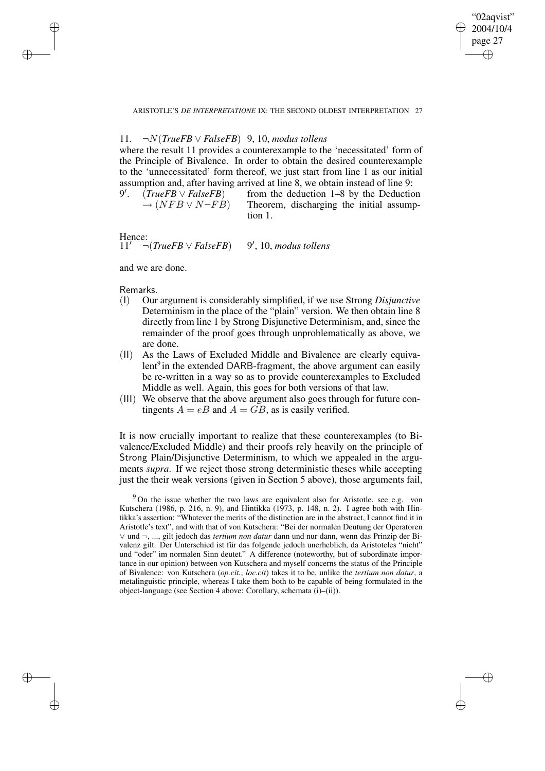11. $\neg N(\mathit{TrueFB} \vee \mathit{FalseFB})$ 9, 10, *modus tollens*

where the result 11 provides a counterexample to the 'necessitated' form of the Principle of Bivalence. In order to obtain the desired counterexample to the 'unnecessitated' form thereof, we just start from line 1 as our initial assumption and, after having arrived at line 8, we obtain instead of line 9:

9′. $(\mathit{TrueFB} \vee \mathit{FalseFB}) \rightarrow (NFB \vee N\neg FB)$ from the deduction 1–8 by the Deduction Theorem, discharging the initial assumption 1.

Hence:

11′ $\neg(\mathit{TrueFB} \vee \mathit{FalseFB})$ 9′, 10, *modus tollens*

and we are done.

Remarks.

(I) Our argument is considerably simplified, if we use Strong *Disjunctive* Determinism in the place of the "plain" version. We then obtain line 8 directly from line 1 by Strong Disjunctive Determinism, and, since the remainder of the proof goes through unproblematically as above, we are done.

(II) As the Laws of Excluded Middle and Bivalence are clearly equivalent[9] in the extended DARB-fragment, the above argument can easily be re-written in a way so as to provide counterexamples to Excluded Middle as well. Again, this goes for both versions of that law.

(III) We observe that the above argument also goes through for future contingents $A = eB$ and $A = GB$, as is easily verified.

It is now crucially important to realize that these counterexamples (to Bivalence/Excluded Middle) and their proofs rely heavily on the principle of Strong Plain/Disjunctive Determinism, to which we appealed in the arguments *supra*. If we reject those strong deterministic theses while accepting just the their weak versions (given in Section 5 above), those arguments fail,

[9] On the issue whether the two laws are equivalent also for Aristotle, see e.g. von Kutschera (1986, p. 216, n. 9), and Hintikka (1973, p. 148, n. 2). I agree both with Hintikka's assertion: "Whatever the merits of the distinction are in the abstract, I cannot find it in Aristotle's text", and with that of von Kutschera: "Bei der normalen Deutung der Operatoren $\vee$ und $\neg$, ..., gilt jedoch das *tertium non datur* dann und nur dann, wenn das Prinzip der Bivalenz gilt. Der Unterschied ist für das folgende jedoch unerheblich, da Aristoteles "nicht" und "oder" im normalen Sinn deutet." A difference (noteworthy, but of subordinate importance in our opinion) between von Kutschera and myself concerns the status of the Principle of Bivalence: von Kutschera (*op.cit.*, *loc.cit*) takes it to be, unlike the *tertium non datur*, a metalinguistic principle, whereas I take them both to be capable of being formulated in the object-language (see Section 4 above: Corollary, schemata (i)–(ii)).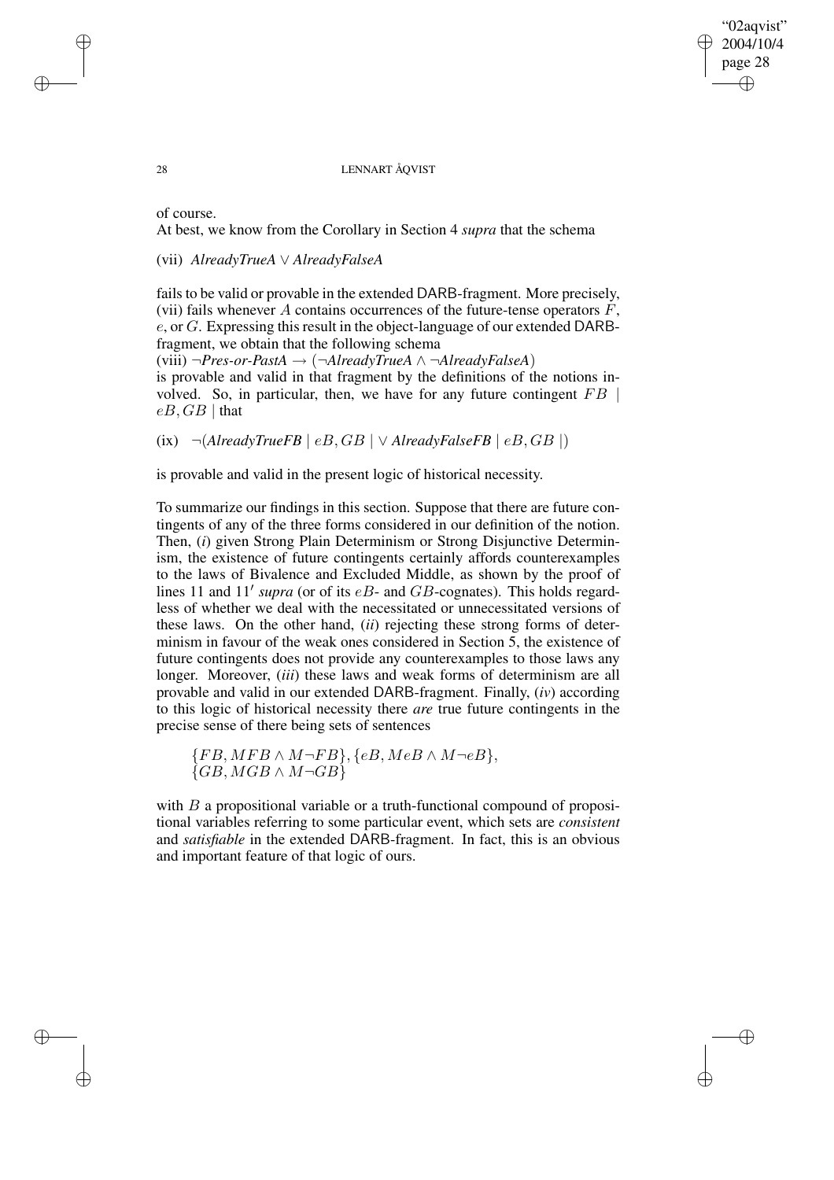of course.

At best, we know from the Corollary in Section 4 *supra* that the schema

(vii) *AlreadyTrueA* $\vee$ *AlreadyFalseA*

fails to be valid or provable in the extended DARB-fragment. More precisely, (vii) fails whenever $A$ contains occurrences of the future-tense operators $F$, $e$, or $G$. Expressing this result in the object-language of our extended DARB-fragment, we obtain that the following schema

(viii) $\neg$*Pres-or-PastA* $\rightarrow$ ($\neg$*AlreadyTrueA* $\wedge$ $\neg$*AlreadyFalseA*)

is provable and valid in that fragment by the definitions of the notions involved. So, in particular, then, we have for any future contingent $FB \mid eB, GB \mid$ that

(ix) $\neg$(*AlreadyTrueFB* $\mid eB, GB \mid \vee$ *AlreadyFalseFB* $\mid eB, GB \mid$)

is provable and valid in the present logic of historical necessity.

To summarize our findings in this section. Suppose that there are future contingents of any of the three forms considered in our definition of the notion. Then, (*i*) given Strong Plain Determinism or Strong Disjunctive Determinism, the existence of future contingents certainly affords counterexamples to the laws of Bivalence and Excluded Middle, as shown by the proof of lines 11 and 11$'$ *supra* (or of its $eB$- and $GB$-cognates). This holds regardless of whether we deal with the necessitated or unnecessitated versions of these laws. On the other hand, (*ii*) rejecting these strong forms of determinism in favour of the weak ones considered in Section 5, the existence of future contingents does not provide any counterexamples to those laws any longer. Moreover, (*iii*) these laws and weak forms of determinism are all provable and valid in our extended DARB-fragment. Finally, (*iv*) according to this logic of historical necessity there *are* true future contingents in the precise sense of there being sets of sentences

$$\{FB, MFB \wedge M\neg FB\}, \{eB, MeB \wedge M\neg eB\},$$
$$\{GB, MGB \wedge M\neg GB\}$$

with $B$ a propositional variable or a truth-functional compound of propositional variables referring to some particular event, which sets are *consistent* and *satisfiable* in the extended DARB-fragment. In fact, this is an obvious and important feature of that logic of ours.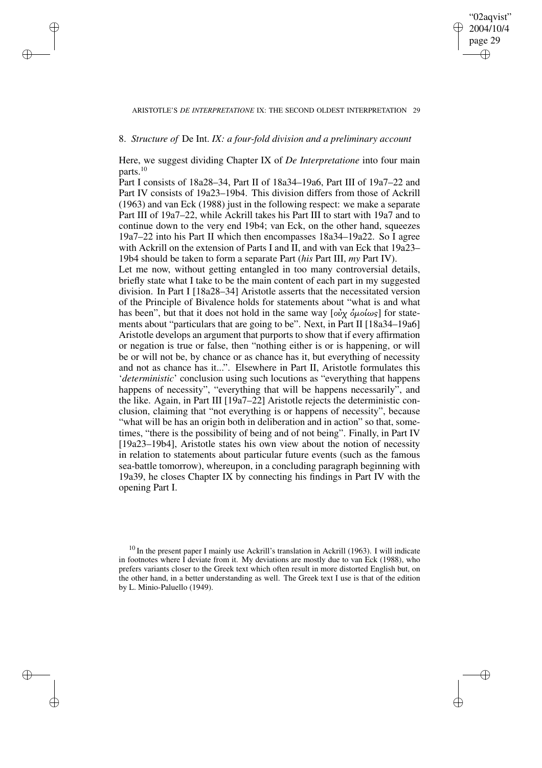## 8. *Structure of* De Int. *IX: a four-fold division and a preliminary account*

Here, we suggest dividing Chapter IX of *De Interpretatione* into four main parts.[10]

Part I consists of 18a28–34, Part II of 18a34–19a6, Part III of 19a7–22 and Part IV consists of 19a23–19b4. This division differs from those of Ackrill (1963) and van Eck (1988) just in the following respect: we make a separate Part III of 19a7–22, while Ackrill takes his Part III to start with 19a7 and to continue down to the very end 19b4; van Eck, on the other hand, squeezes 19a7–22 into his Part II which then encompasses 18a34–19a22. So I agree with Ackrill on the extension of Parts I and II, and with van Eck that 19a23–19b4 should be taken to form a separate Part (*his* Part III, *my* Part IV).

Let me now, without getting entangled in too many controversial details, briefly state what I take to be the main content of each part in my suggested division. In Part I [18a28–34] Aristotle asserts that the necessitated version of the Principle of Bivalence holds for statements about "what is and what has been", but that it does not hold in the same way [οὐχ ὁμοίως] for statements about "particulars that are going to be". Next, in Part II [18a34–19a6] Aristotle develops an argument that purports to show that if every affirmation or negation is true or false, then "nothing either is or is happening, or will be or will not be, by chance or as chance has it, but everything of necessity and not as chance has it...". Elsewhere in Part II, Aristotle formulates this '*deterministic*' conclusion using such locutions as "everything that happens happens of necessity", "everything that will be happens necessarily", and the like. Again, in Part III [19a7–22] Aristotle rejects the deterministic conclusion, claiming that "not everything is or happens of necessity", because "what will be has an origin both in deliberation and in action" so that, sometimes, "there is the possibility of being and of not being". Finally, in Part IV [19a23–19b4], Aristotle states his own view about the notion of necessity in relation to statements about particular future events (such as the famous sea-battle tomorrow), whereupon, in a concluding paragraph beginning with 19a39, he closes Chapter IX by connecting his findings in Part IV with the opening Part I.

[10] In the present paper I mainly use Ackrill's translation in Ackrill (1963). I will indicate in footnotes where I deviate from it. My deviations are mostly due to van Eck (1988), who prefers variants closer to the Greek text which often result in more distorted English but, on the other hand, in a better understanding as well. The Greek text I use is that of the edition by L. Minio-Paluello (1949).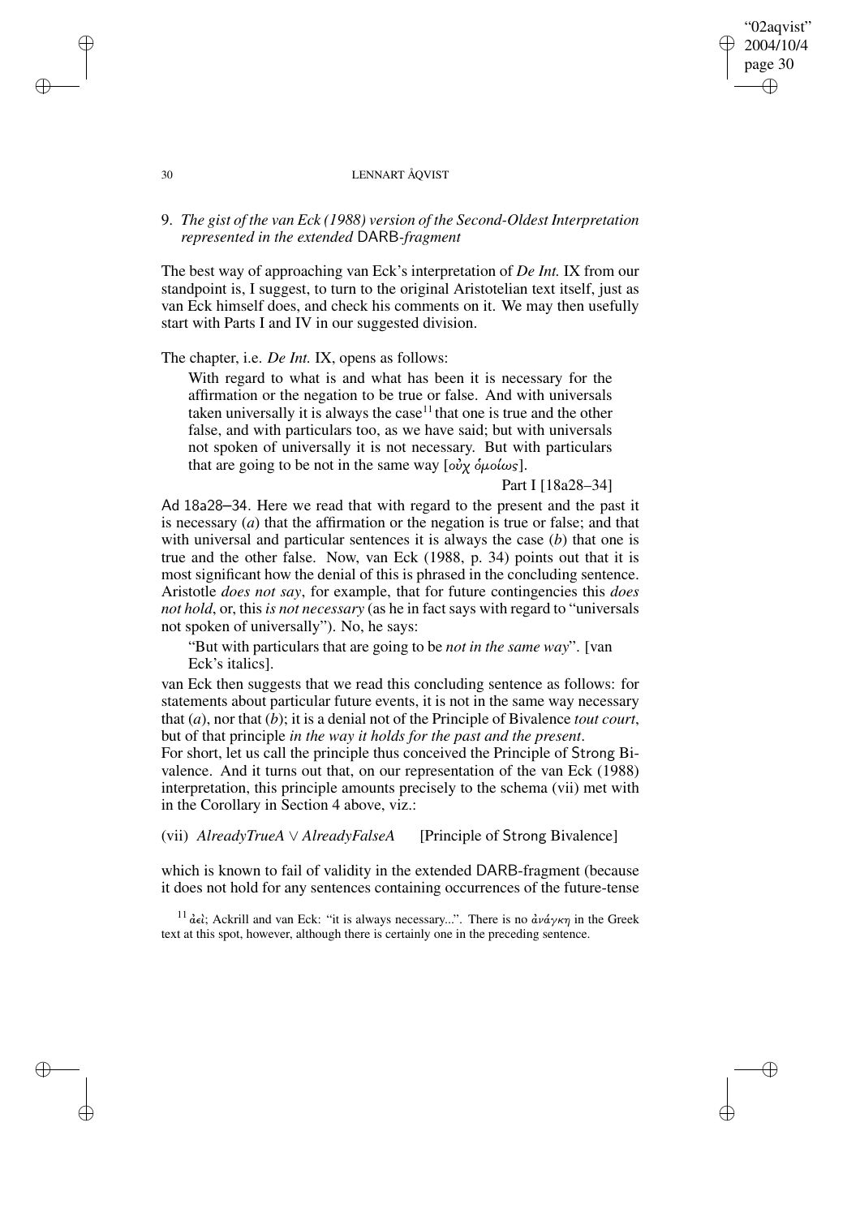## 9. *The gist of the van Eck (1988) version of the Second-Oldest Interpretation represented in the extended* DARB-*fragment*

The best way of approaching van Eck's interpretation of *De Int.* IX from our standpoint is, I suggest, to turn to the original Aristotelian text itself, just as van Eck himself does, and check his comments on it. We may then usefully start with Parts I and IV in our suggested division.

The chapter, i.e. *De Int.* IX, opens as follows:

> With regard to what is and what has been it is necessary for the affirmation or the negation to be true or false. And with universals taken universally it is always the case[11] that one is true and the other false, and with particulars too, as we have said; but with universals not spoken of universally it is not necessary. But with particulars that are going to be not in the same way [οὐχ ὁμοίως].
>
> Part I [18a28–34]

Ad 18a28–34. Here we read that with regard to the present and the past it is necessary (*a*) that the affirmation or the negation is true or false; and that with universal and particular sentences it is always the case (*b*) that one is true and the other false. Now, van Eck (1988, p. 34) points out that it is most significant how the denial of this is phrased in the concluding sentence. Aristotle *does not say*, for example, that for future contingencies this *does not hold*, or, this *is not necessary* (as he in fact says with regard to "universals not spoken of universally"). No, he says:

> "But with particulars that are going to be *not in the same way*". [van Eck's italics].

van Eck then suggests that we read this concluding sentence as follows: for statements about particular future events, it is not in the same way necessary that (*a*), nor that (*b*); it is a denial not of the Principle of Bivalence *tout court*, but of that principle *in the way it holds for the past and the present*.

For short, let us call the principle thus conceived the Principle of Strong Bivalence. And it turns out that, on our representation of the van Eck (1988) interpretation, this principle amounts precisely to the schema (vii) met with in the Corollary in Section 4 above, viz.:

(vii) $AlreadyTrueA \vee AlreadyFalseA$ [Principle of Strong Bivalence]

which is known to fail of validity in the extended DARB-fragment (because it does not hold for any sentences containing occurrences of the future-tense

[11] ἀεὶ; Ackrill and van Eck: "it is always necessary...". There is no ἀνάγκη in the Greek text at this spot, however, although there is certainly one in the preceding sentence.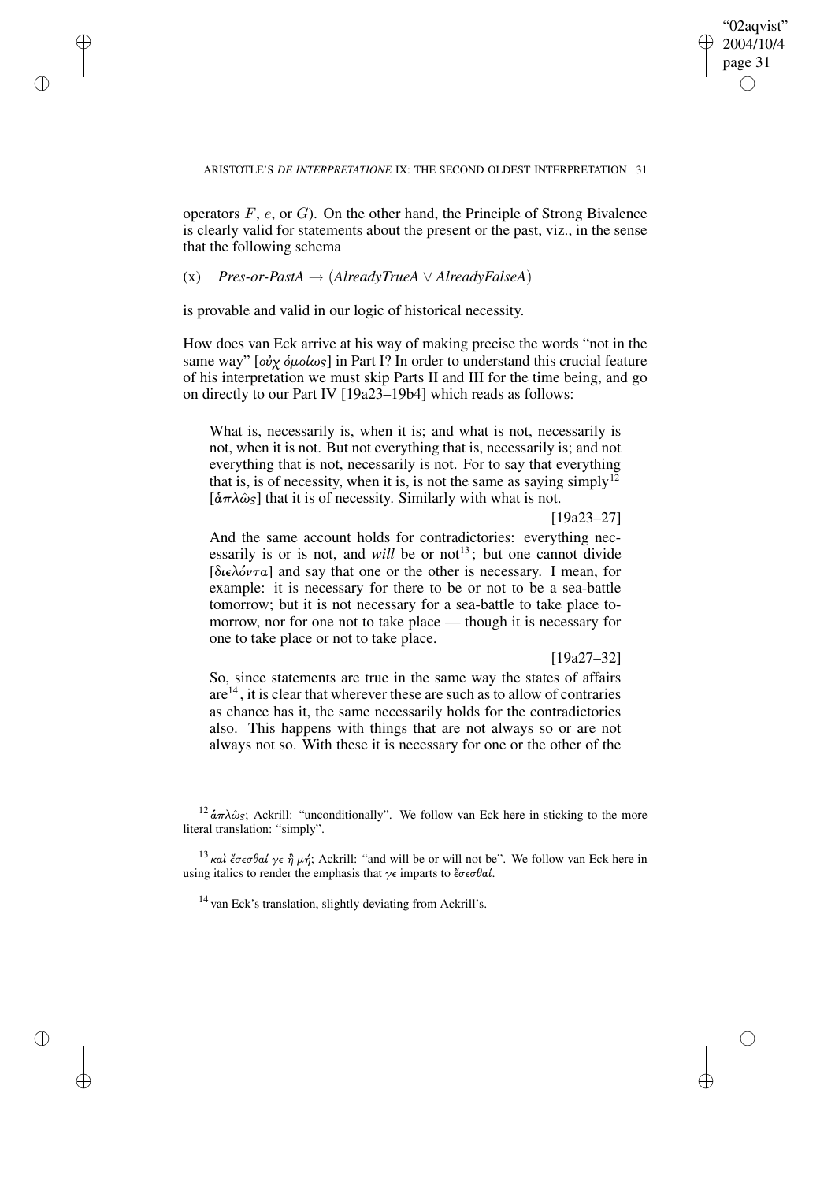operators $F$, $e$, or $G$). On the other hand, the Principle of Strong Bivalence is clearly valid for statements about the present or the past, viz., in the sense that the following schema

(x) $\quad$ *Pres-or-PastA* $\rightarrow$ (*AlreadyTrueA* $\vee$ *AlreadyFalseA*)

is provable and valid in our logic of historical necessity.

How does van Eck arrive at his way of making precise the words "not in the same way" [οὐχ ὁμοίως] in Part I? In order to understand this crucial feature of his interpretation we must skip Parts II and III for the time being, and go on directly to our Part IV [19a23–19b4] which reads as follows:

> What is, necessarily is, when it is; and what is not, necessarily is not, when it is not. But not everything that is, necessarily is; and not everything that is not, necessarily is not. For to say that everything that is, is of necessity, when it is, is not the same as saying simply[12] [ἁπλῶς] that it is of necessity. Similarly with what is not.
>
> [19a23–27]
>
> And the same account holds for contradictories: everything necessarily is or is not, and *will* be or not[13]; but one cannot divide [διελόντα] and say that one or the other is necessary. I mean, for example: it is necessary for there to be or not to be a sea-battle tomorrow; but it is not necessary for a sea-battle to take place tomorrow, nor for one not to take place — though it is necessary for one to take place or not to take place.
>
> [19a27–32]
>
> So, since statements are true in the same way the states of affairs are[14], it is clear that wherever these are such as to allow of contraries as chance has it, the same necessarily holds for the contradictories also. This happens with things that are not always so or are not always not so. With these it is necessary for one or the other of the

[12] ἁπλῶς; Ackrill: "unconditionally". We follow van Eck here in sticking to the more literal translation: "simply".

[13] καὶ ἔσεσθαί γε ἢ μή; Ackrill: "and will be or will not be". We follow van Eck here in using italics to render the emphasis that γε imparts to ἔσεσθαί.

[14] van Eck's translation, slightly deviating from Ackrill's.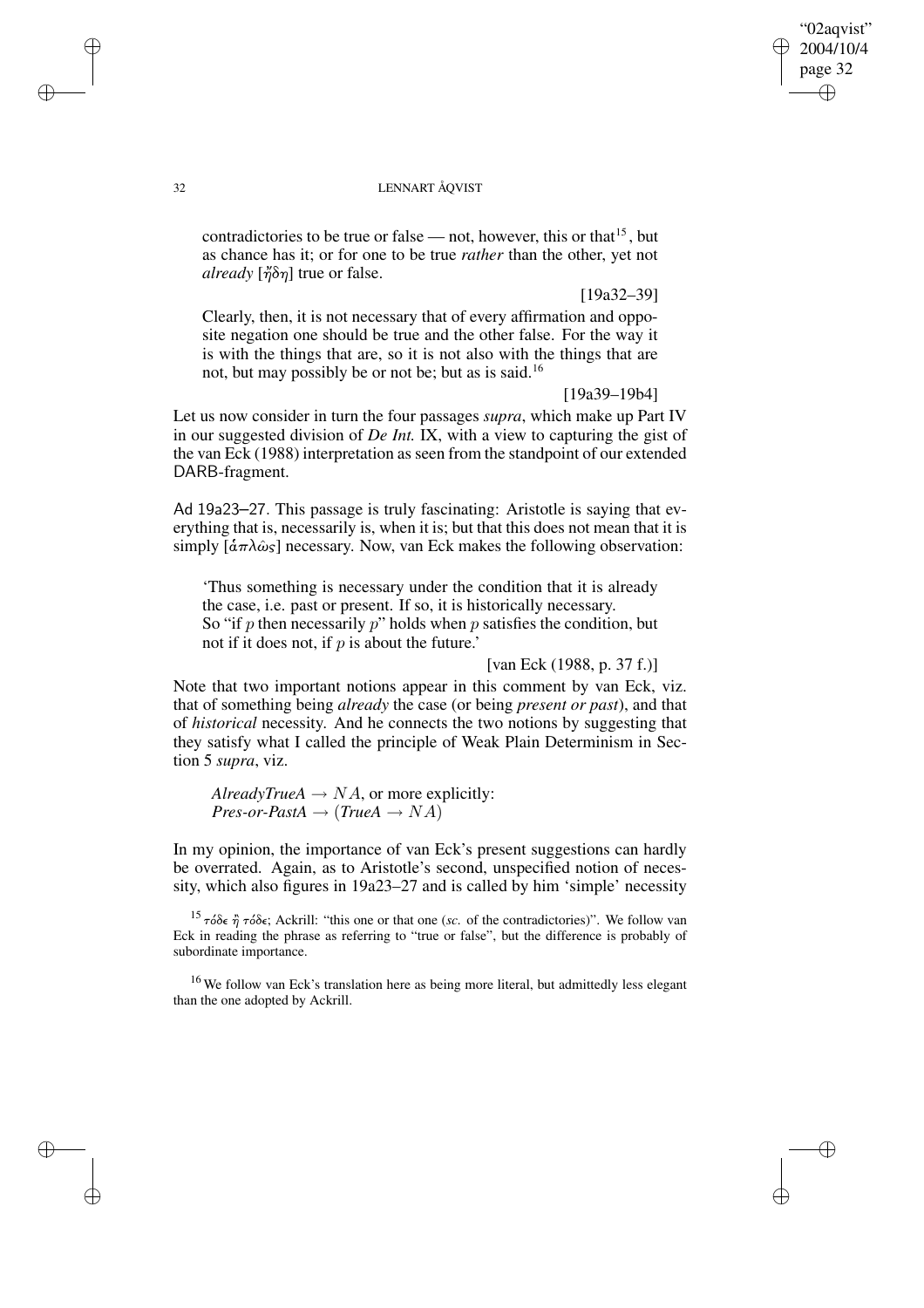contradictories to be true or false — not, however, this or that[15], but as chance has it; or for one to be true *rather* than the other, yet not *already* [ἤδη] true or false.

[19a32–39]

Clearly, then, it is not necessary that of every affirmation and opposite negation one should be true and the other false. For the way it is with the things that are, so it is not also with the things that are not, but may possibly be or not be; but as is said.[16]

[19a39–19b4]

Let us now consider in turn the four passages *supra*, which make up Part IV in our suggested division of *De Int.* IX, with a view to capturing the gist of the van Eck (1988) interpretation as seen from the standpoint of our extended DARB-fragment.

Ad 19a23–27. This passage is truly fascinating: Aristotle is saying that everything that is, necessarily is, when it is; but that this does not mean that it is simply [ἁπλῶς] necessary. Now, van Eck makes the following observation:

'Thus something is necessary under the condition that it is already the case, i.e. past or present. If so, it is historically necessary. So "if $p$ then necessarily $p$" holds when $p$ satisfies the condition, but not if it does not, if $p$ is about the future.'

[van Eck (1988, p. 37 f.)]

Note that two important notions appear in this comment by van Eck, viz. that of something being *already* the case (or being *present or past*), and that of *historical* necessity. And he connects the two notions by suggesting that they satisfy what I called the principle of Weak Plain Determinism in Section 5 *supra*, viz.

$\mathit{AlreadyTrueA} \rightarrow NA$, or more explicitly:
$\mathit{Pres\text{-}or\text{-}PastA} \rightarrow (\mathit{TrueA} \rightarrow NA)$

In my opinion, the importance of van Eck's present suggestions can hardly be overrated. Again, as to Aristotle's second, unspecified notion of necessity, which also figures in 19a23–27 and is called by him 'simple' necessity

[15] τόδε ἢ τόδε; Ackrill: "this one or that one (*sc.* of the contradictories)". We follow van Eck in reading the phrase as referring to "true or false", but the difference is probably of subordinate importance.

[16] We follow van Eck's translation here as being more literal, but admittedly less elegant than the one adopted by Ackrill.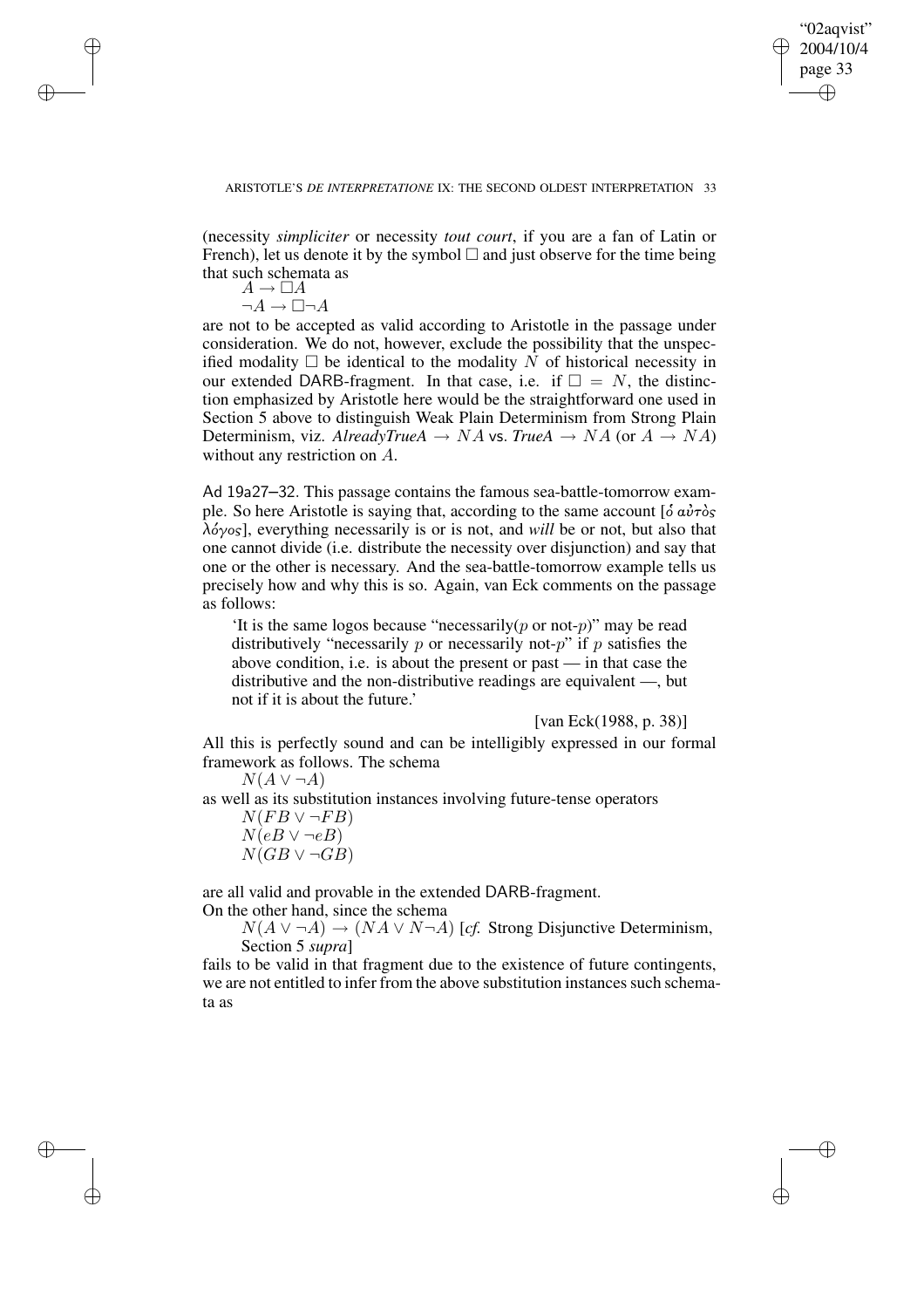(necessity *simpliciter* or necessity *tout court*, if you are a fan of Latin or French), let us denote it by the symbol $\Box$ and just observe for the time being that such schemata as

$A \rightarrow \Box A$

$\neg A \rightarrow \Box \neg A$

are not to be accepted as valid according to Aristotle in the passage under consideration. We do not, however, exclude the possibility that the unspecified modality $\Box$ be identical to the modality $N$ of historical necessity in our extended DARB-fragment. In that case, i.e. if $\Box = N$, the distinction emphasized by Aristotle here would be the straightforward one used in Section 5 above to distinguish Weak Plain Determinism from Strong Plain Determinism, viz. *AlreadyTrueA* $\rightarrow NA$ vs. *TrueA* $\rightarrow NA$ (or $A \rightarrow NA$) without any restriction on $A$.

Ad 19a27–32. This passage contains the famous sea-battle-tomorrow example. So here Aristotle is saying that, according to the same account [ὁ αὐτὸς λόγος], everything necessarily is or is not, and *will* be or not, but also that one cannot divide (i.e. distribute the necessity over disjunction) and say that one or the other is necessary. And the sea-battle-tomorrow example tells us precisely how and why this is so. Again, van Eck comments on the passage as follows:

> 'It is the same logos because "necessarily($p$ or not-$p$)" may be read distributively "necessarily $p$ or necessarily not-$p$" if $p$ satisfies the above condition, i.e. is about the present or past — in that case the distributive and the non-distributive readings are equivalent —, but not if it is about the future.'
>
> [van Eck(1988, p. 38)]

All this is perfectly sound and can be intelligibly expressed in our formal framework as follows. The schema

$N(A \vee \neg A)$

as well as its substitution instances involving future-tense operators

$N(FB \vee \neg FB)$

$N(eB \vee \neg eB)$

$N(GB \vee \neg GB)$

are all valid and provable in the extended DARB-fragment.

On the other hand, since the schema

$N(A \vee \neg A) \rightarrow (NA \vee N\neg A)$ [*cf.* Strong Disjunctive Determinism, Section 5 *supra*]

fails to be valid in that fragment due to the existence of future contingents, we are not entitled to infer from the above substitution instances such schemata as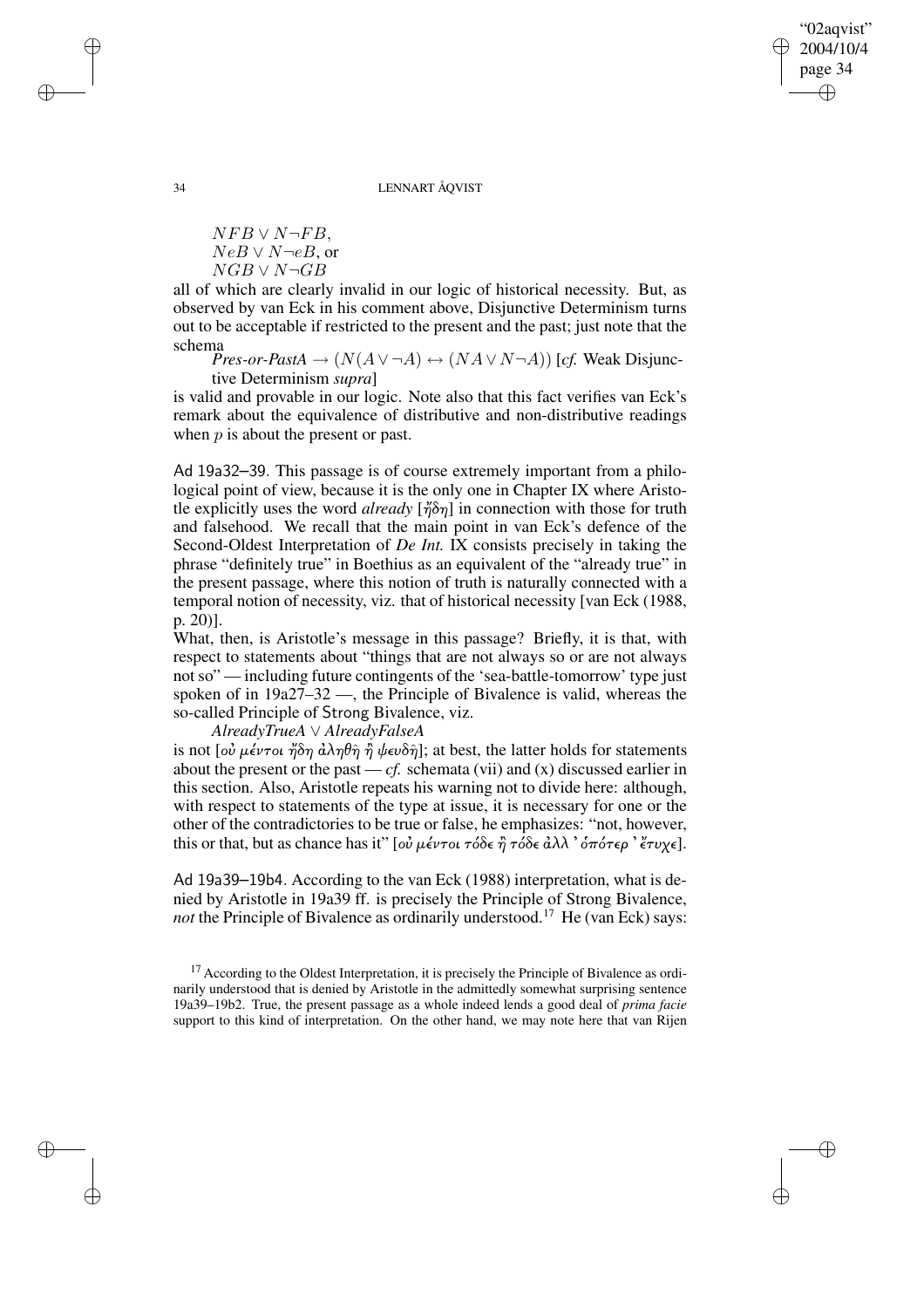$NFB \vee N\neg FB$,
$NeB \vee N\neg eB$, or
$NGB \vee N\neg GB$

all of which are clearly invalid in our logic of historical necessity. But, as observed by van Eck in his comment above, Disjunctive Determinism turns out to be acceptable if restricted to the present and the past; just note that the schema

*Pres-or-PastA* $\rightarrow (N(A \vee \neg A) \leftrightarrow (NA \vee N\neg A))$ [*cf.* Weak Disjunctive Determinism *supra*]

is valid and provable in our logic. Note also that this fact verifies van Eck's remark about the equivalence of distributive and non-distributive readings when $p$ is about the present or past.

Ad 19a32–39. This passage is of course extremely important from a philological point of view, because it is the only one in Chapter IX where Aristotle explicitly uses the word *already* [ἤδη] in connection with those for truth and falsehood. We recall that the main point in van Eck's defence of the Second-Oldest Interpretation of *De Int.* IX consists precisely in taking the phrase "definitely true" in Boethius as an equivalent of the "already true" in the present passage, where this notion of truth is naturally connected with a temporal notion of necessity, viz. that of historical necessity [van Eck (1988, p. 20)].

What, then, is Aristotle's message in this passage? Briefly, it is that, with respect to statements about "things that are not always so or are not always not so" — including future contingents of the 'sea-battle-tomorrow' type just spoken of in 19a27–32 —, the Principle of Bivalence is valid, whereas the so-called Principle of Strong Bivalence, viz.

*AlreadyTrueA* $\vee$ *AlreadyFalseA*

is not [οὐ μέντοι ἤδη ἀληθῆ ἢ ψευδῆ]; at best, the latter holds for statements about the present or the past — *cf.* schemata (vii) and (x) discussed earlier in this section. Also, Aristotle repeats his warning not to divide here: although, with respect to statements of the type at issue, it is necessary for one or the other of the contradictories to be true or false, he emphasizes: "not, however, this or that, but as chance has it" [οὐ μέντοι τόδε ἢ τόδε ἀλλ ' ὁπότερ ' ἔτυχε].

Ad 19a39–19b4. According to the van Eck (1988) interpretation, what is denied by Aristotle in 19a39 ff. is precisely the Principle of Strong Bivalence, *not* the Principle of Bivalence as ordinarily understood.[17] He (van Eck) says:

[17] According to the Oldest Interpretation, it is precisely the Principle of Bivalence as ordinarily understood that is denied by Aristotle in the admittedly somewhat surprising sentence 19a39–19b2. True, the present passage as a whole indeed lends a good deal of *prima facie* support to this kind of interpretation. On the other hand, we may note here that van Rijen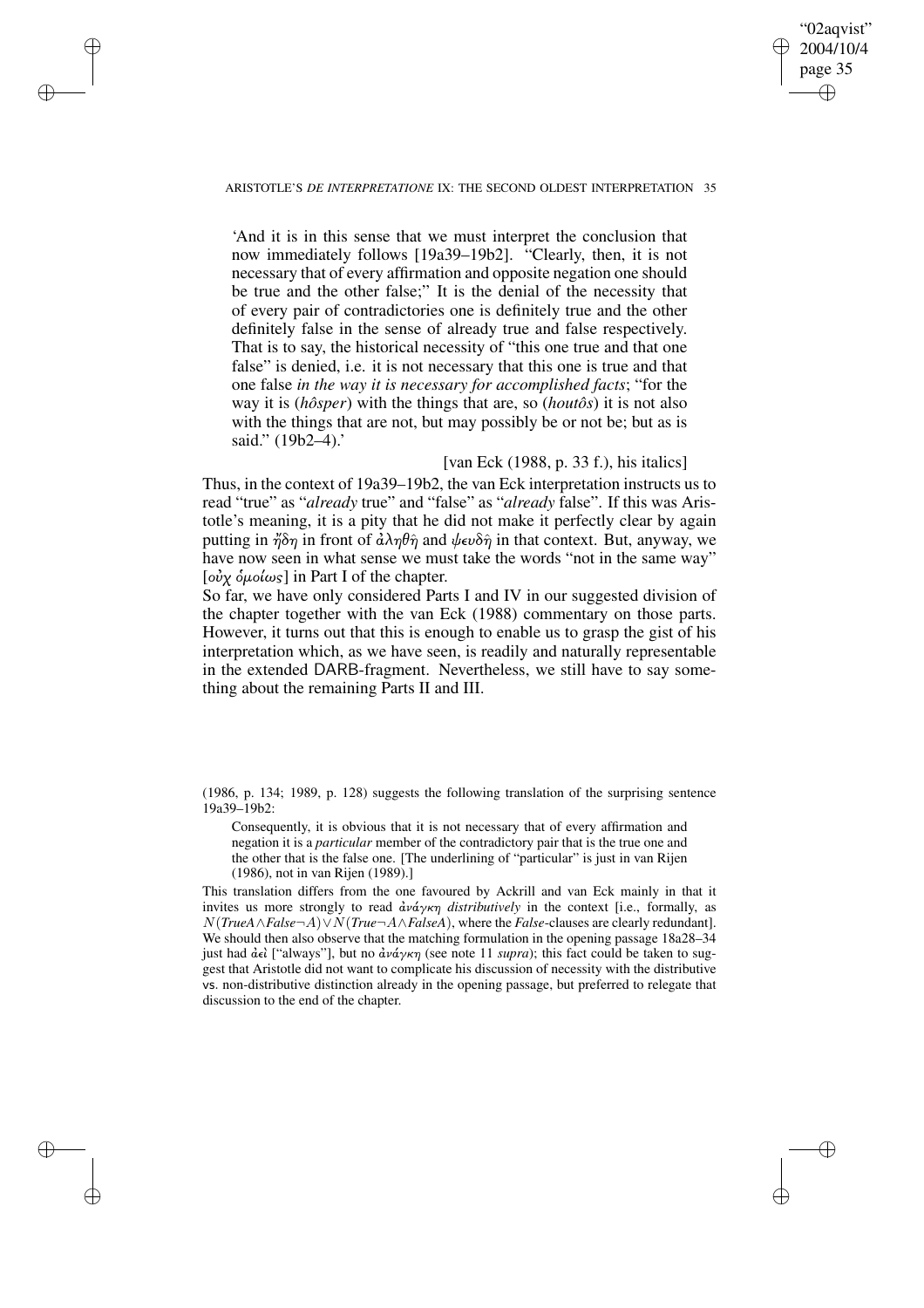'And it is in this sense that we must interpret the conclusion that now immediately follows [19a39–19b2]. "Clearly, then, it is not necessary that of every affirmation and opposite negation one should be true and the other false;" It is the denial of the necessity that of every pair of contradictories one is definitely true and the other definitely false in the sense of already true and false respectively. That is to say, the historical necessity of "this one true and that one false" is denied, i.e. it is not necessary that this one is true and that one false *in the way it is necessary for accomplished facts*; "for the way it is (*hôsper*) with the things that are, so (*houtôs*) it is not also with the things that are not, but may possibly be or not be; but as is said." (19b2–4).'

[van Eck (1988, p. 33 f.), his italics]

Thus, in the context of 19a39–19b2, the van Eck interpretation instructs us to read "true" as "*already* true" and "false" as "*already* false". If this was Aristotle's meaning, it is a pity that he did not make it perfectly clear by again putting in ἤδη in front of ἀληθῆ and ψευδῆ in that context. But, anyway, we have now seen in what sense we must take the words "not in the same way" [οὐχ ὁμοίως] in Part I of the chapter.

So far, we have only considered Parts I and IV in our suggested division of the chapter together with the van Eck (1988) commentary on those parts. However, it turns out that this is enough to enable us to grasp the gist of his interpretation which, as we have seen, is readily and naturally representable in the extended DARB-fragment. Nevertheless, we still have to say something about the remaining Parts II and III.

(1986, p. 134; 1989, p. 128) suggests the following translation of the surprising sentence 19a39–19b2:

Consequently, it is obvious that it is not necessary that of every affirmation and negation it is a *particular* member of the contradictory pair that is the true one and the other that is the false one. [The underlining of "particular" is just in van Rijen (1986), not in van Rijen (1989).]

This translation differs from the one favoured by Ackrill and van Eck mainly in that it invites us more strongly to read ἀνάγκη *distributively* in the context [i.e., formally, as $N(TrueA \wedge False\neg A) \vee N(True\neg A \wedge FalseA)$, where the *False*-clauses are clearly redundant]. We should then also observe that the matching formulation in the opening passage 18a28–34 just had ἀεὶ ["always"], but no ἀνάγκη (see note 11 *supra*); this fact could be taken to suggest that Aristotle did not want to complicate his discussion of necessity with the distributive vs. non-distributive distinction already in the opening passage, but preferred to relegate that discussion to the end of the chapter.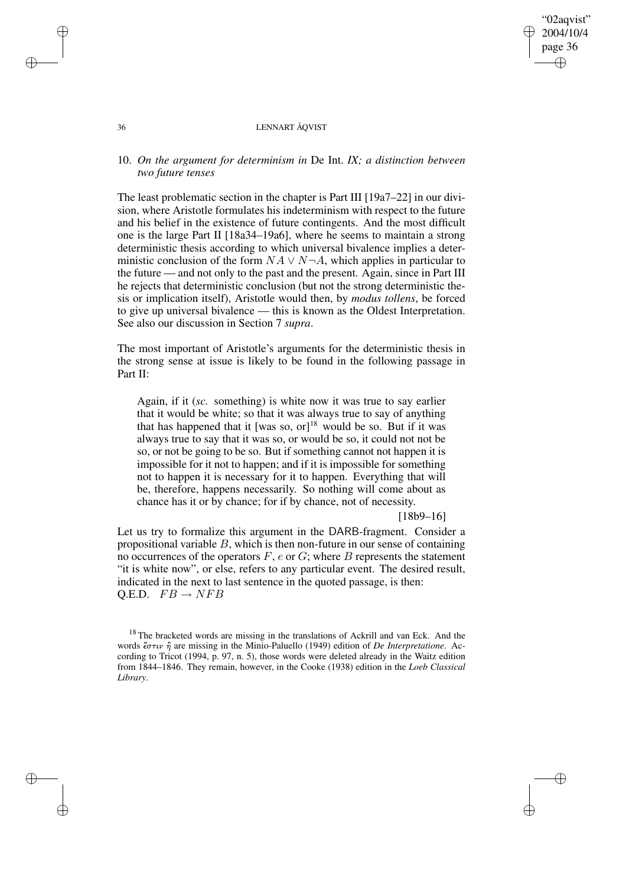## 10. *On the argument for determinism in* De Int. *IX; a distinction between two future tenses*

The least problematic section in the chapter is Part III [19a7–22] in our division, where Aristotle formulates his indeterminism with respect to the future and his belief in the existence of future contingents. And the most difficult one is the large Part II [18a34–19a6], where he seems to maintain a strong deterministic thesis according to which universal bivalence implies a deterministic conclusion of the form $NA \vee N\neg A$, which applies in particular to the future — and not only to the past and the present. Again, since in Part III he rejects that deterministic conclusion (but not the strong deterministic thesis or implication itself), Aristotle would then, by *modus tollens*, be forced to give up universal bivalence — this is known as the Oldest Interpretation. See also our discussion in Section 7 *supra*.

The most important of Aristotle's arguments for the deterministic thesis in the strong sense at issue is likely to be found in the following passage in Part II:

> Again, if it (*sc.* something) is white now it was true to say earlier that it would be white; so that it was always true to say of anything that has happened that it [was so, or][18] would be so. But if it was always true to say that it was so, or would be so, it could not not be so, or not be going to be so. But if something cannot not happen it is impossible for it not to happen; and if it is impossible for something not to happen it is necessary for it to happen. Everything that will be, therefore, happens necessarily. So nothing will come about as chance has it or by chance; for if by chance, not of necessity.
>
> [18b9–16]

Let us try to formalize this argument in the DARB-fragment. Consider a propositional variable $B$, which is then non-future in our sense of containing no occurrences of the operators $F$, $e$ or $G$; where $B$ represents the statement "it is white now", or else, refers to any particular event. The desired result, indicated in the next to last sentence in the quoted passage, is then:
Q.E.D. $FB \rightarrow NFB$

[18] The bracketed words are missing in the translations of Ackrill and van Eck. And the words ἔστιν ἢ are missing in the Minio-Paluello (1949) edition of *De Interpretatione*. According to Tricot (1994, p. 97, n. 5), those words were deleted already in the Waitz edition from 1844–1846. They remain, however, in the Cooke (1938) edition in the *Loeb Classical Library*.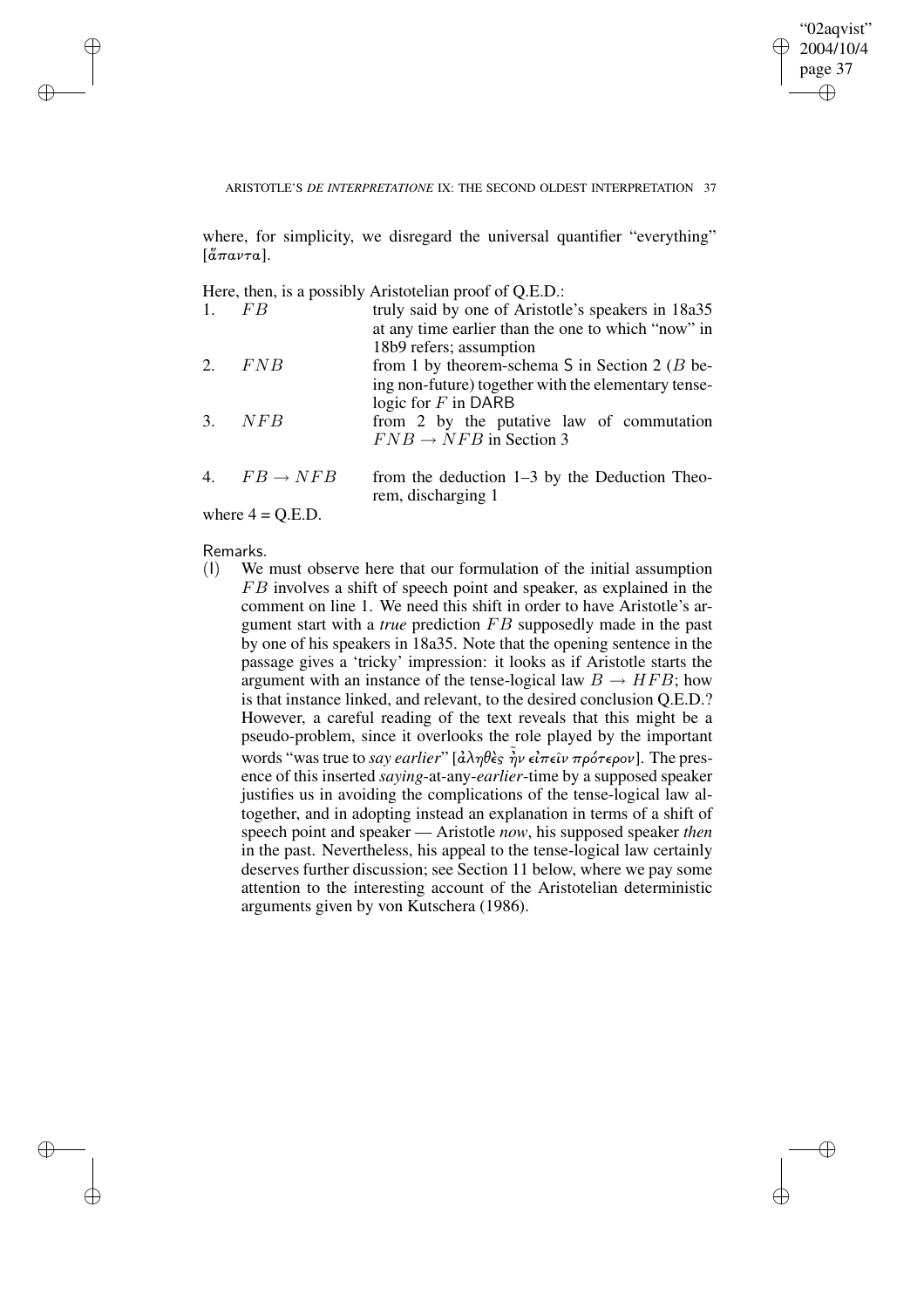where, for simplicity, we disregard the universal quantifier "everything" [ἅπαντα].

Here, then, is a possibly Aristotelian proof of Q.E.D.:

| | | |
|---|---|---|
| 1. | $FB$ | truly said by one of Aristotle's speakers in 18a35 at any time earlier than the one to which "now" in 18b9 refers; assumption |
| 2. | $FNB$ | from 1 by theorem-schema S in Section 2 ($B$ being non-future) together with the elementary tense-logic for $F$ in DARB |
| 3. | $NFB$ | from 2 by the putative law of commutation $FNB \rightarrow NFB$ in Section 3 |
| 4. | $FB \rightarrow NFB$ | from the deduction 1–3 by the Deduction Theorem, discharging 1 |

where 4 = Q.E.D.

Remarks.

(I) We must observe here that our formulation of the initial assumption $FB$ involves a shift of speech point and speaker, as explained in the comment on line 1. We need this shift in order to have Aristotle's argument start with a *true* prediction $FB$ supposedly made in the past by one of his speakers in 18a35. Note that the opening sentence in the passage gives a 'tricky' impression: it looks as if Aristotle starts the argument with an instance of the tense-logical law $B \rightarrow HFB$; how is that instance linked, and relevant, to the desired conclusion Q.E.D.? However, a careful reading of the text reveals that this might be a pseudo-problem, since it overlooks the role played by the important words "was true to *say earlier*" [ἀληθὲς ἦν εἰπεῖν πρότερον]. The presence of this inserted *saying*-at-any-*earlier*-time by a supposed speaker justifies us in avoiding the complications of the tense-logical law altogether, and in adopting instead an explanation in terms of a shift of speech point and speaker — Aristotle *now*, his supposed speaker *then* in the past. Nevertheless, his appeal to the tense-logical law certainly deserves further discussion; see Section 11 below, where we pay some attention to the interesting account of the Aristotelian deterministic arguments given by von Kutschera (1986).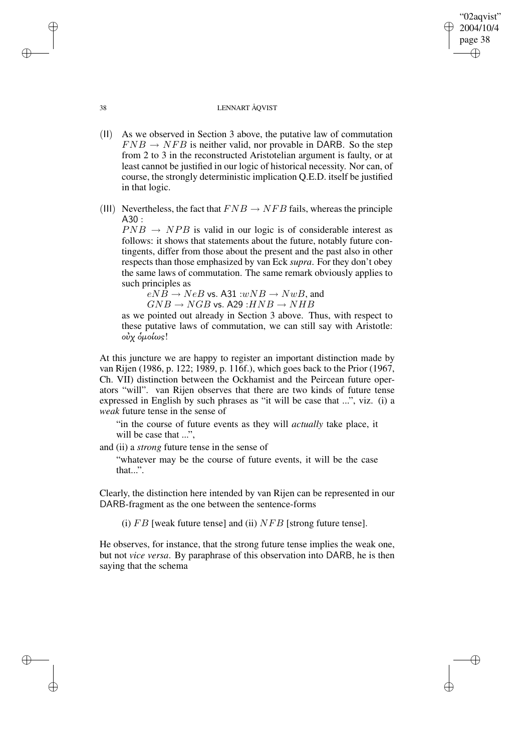(II) As we observed in Section 3 above, the putative law of commutation $FNB \rightarrow NFB$ is neither valid, nor provable in DARB. So the step from 2 to 3 in the reconstructed Aristotelian argument is faulty, or at least cannot be justified in our logic of historical necessity. Nor can, of course, the strongly deterministic implication Q.E.D. itself be justified in that logic.

(III) Nevertheless, the fact that $FNB \rightarrow NFB$ fails, whereas the principle A30 :
$PNB \rightarrow NPB$ is valid in our logic is of considerable interest as follows: it shows that statements about the future, notably future contingents, differ from those about the present and the past also in other respects than those emphasized by van Eck *supra*. For they don't obey the same laws of commutation. The same remark obviously applies to such principles as

$eNB \rightarrow NeB$ vs. A31 :$wNB \rightarrow NwB$, and
$GNB \rightarrow NGB$ vs. A29 :$HNB \rightarrow NHB$

as we pointed out already in Section 3 above. Thus, with respect to these putative laws of commutation, we can still say with Aristotle: *οὐχ ὁμοίως*!

At this juncture we are happy to register an important distinction made by van Rijen (1986, p. 122; 1989, p. 116f.), which goes back to the Prior (1967, Ch. VII) distinction between the Ockhamist and the Peircean future operators "will". van Rijen observes that there are two kinds of future tense expressed in English by such phrases as "it will be case that ...", viz. (i) a *weak* future tense in the sense of

"in the course of future events as they will *actually* take place, it will be case that ...",

and (ii) a *strong* future tense in the sense of

"whatever may be the course of future events, it will be the case that...".

Clearly, the distinction here intended by van Rijen can be represented in our DARB-fragment as the one between the sentence-forms

(i) $FB$ [weak future tense] and (ii) $NFB$ [strong future tense].

He observes, for instance, that the strong future tense implies the weak one, but not *vice versa*. By paraphrase of this observation into DARB, he is then saying that the schema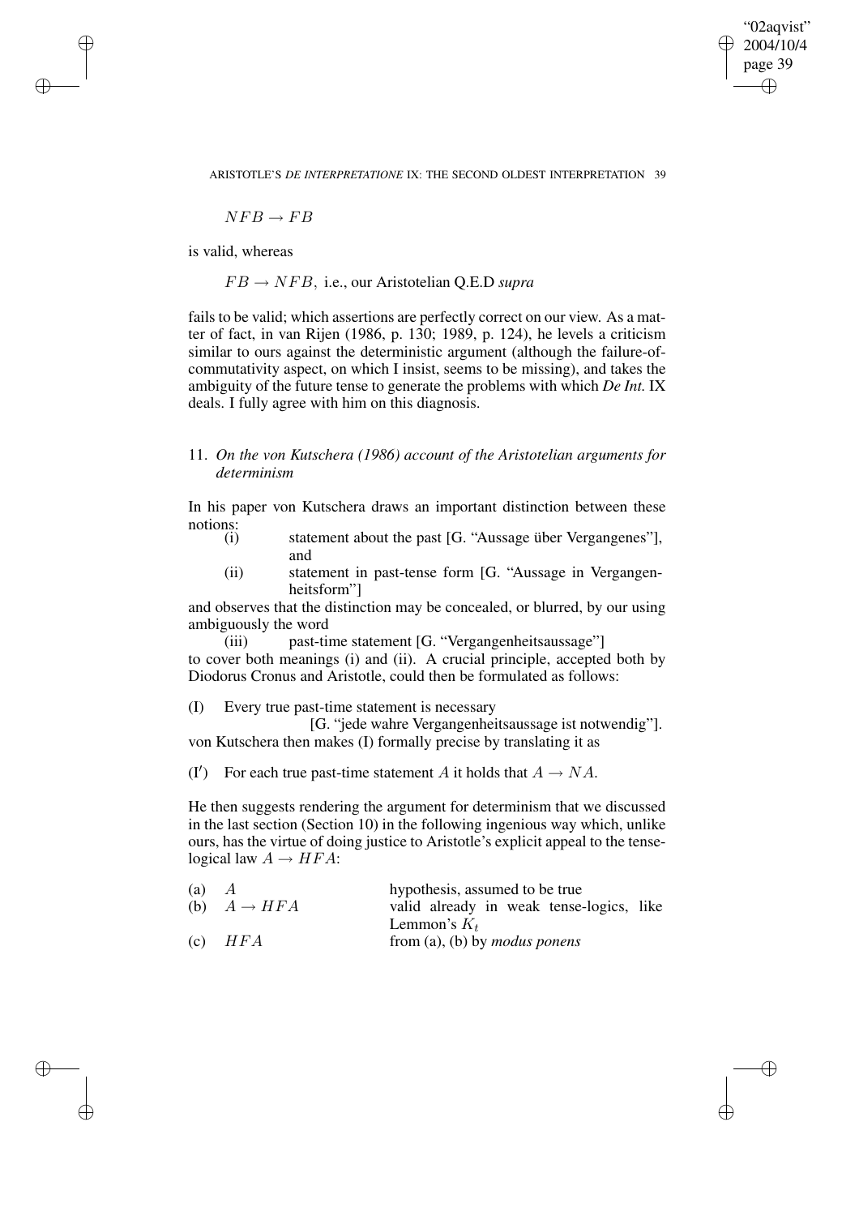$$NFB \rightarrow FB$$

is valid, whereas

$$FB \rightarrow NFB, \text{ i.e., our Aristotelian Q.E.D } \textit{supra}$$

fails to be valid; which assertions are perfectly correct on our view. As a matter of fact, in van Rijen (1986, p. 130; 1989, p. 124), he levels a criticism similar to ours against the deterministic argument (although the failure-of-commutativity aspect, on which I insist, seems to be missing), and takes the ambiguity of the future tense to generate the problems with which *De Int.* IX deals. I fully agree with him on this diagnosis.

## 11. *On the von Kutschera (1986) account of the Aristotelian arguments for determinism*

In his paper von Kutschera draws an important distinction between these notions:

(i) statement about the past [G. "Aussage über Vergangenes"], and

(ii) statement in past-tense form [G. "Aussage in Vergangenheitsform"]

and observes that the distinction may be concealed, or blurred, by our using ambiguously the word

(iii) past-time statement [G. "Vergangenheitsaussage"]

to cover both meanings (i) and (ii). A crucial principle, accepted both by Diodorus Cronus and Aristotle, could then be formulated as follows:

(I) Every true past-time statement is necessary [G. "jede wahre Vergangenheitsaussage ist notwendig"].

von Kutschera then makes (I) formally precise by translating it as

(I′) For each true past-time statement $A$ it holds that $A \rightarrow NA$.

He then suggests rendering the argument for determinism that we discussed in the last section (Section 10) in the following ingenious way which, unlike ours, has the virtue of doing justice to Aristotle's explicit appeal to the tense-logical law $A \rightarrow HFA$:

| | | |
|---|---|---|
| (a) | $A$ | hypothesis, assumed to be true |
| (b) | $A \rightarrow HFA$ | valid already in weak tense-logics, like Lemmon's $K_t$ |
| (c) | $HFA$ | from (a), (b) by *modus ponens* |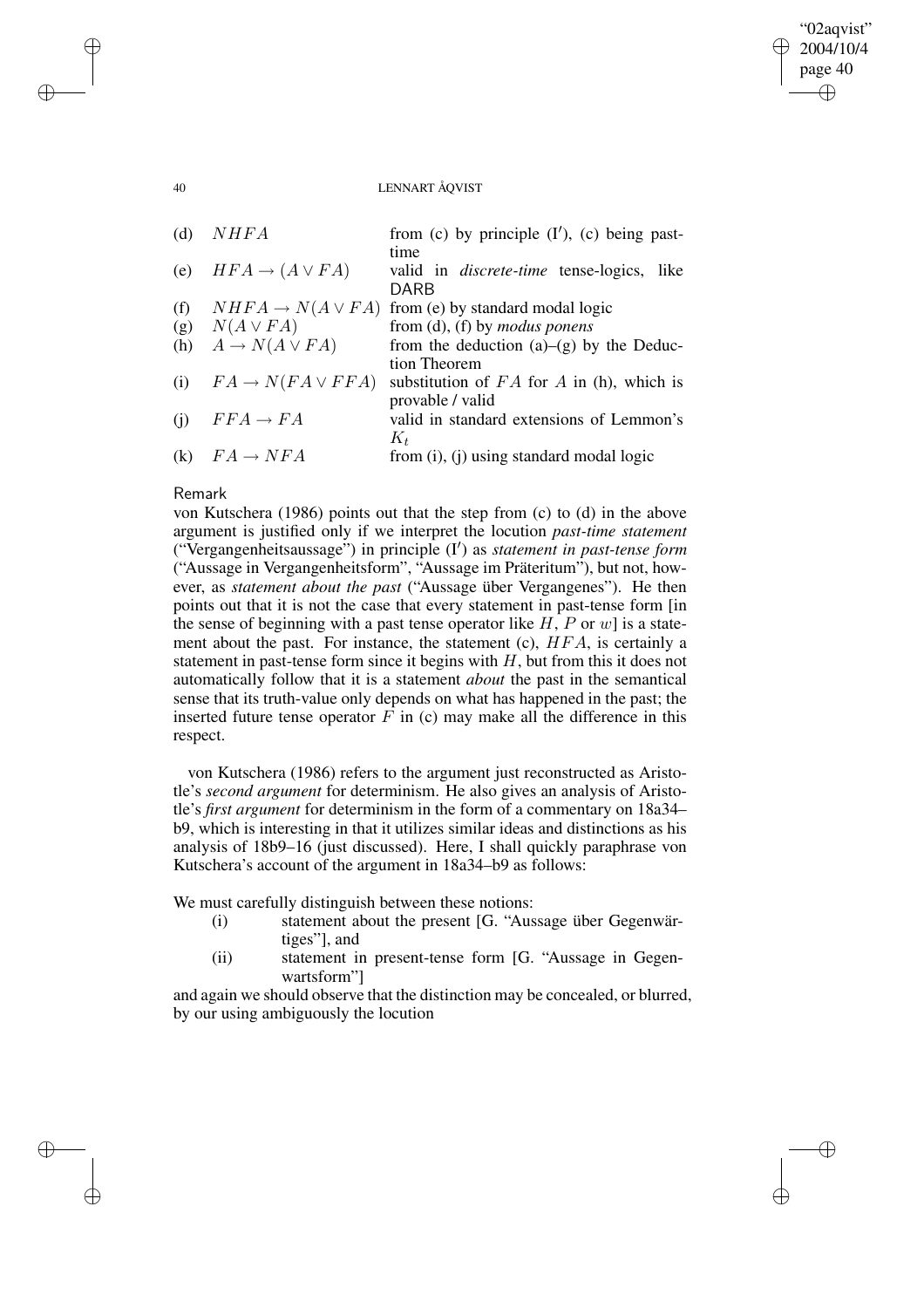| | | |
|---|---|---|
| (d) | $NHFA$ | from (c) by principle (I′), (c) being past-time |
| (e) | $HFA \rightarrow (A \vee FA)$ | valid in *discrete-time* tense-logics, like DARB |
| (f) | $NHFA \rightarrow N(A \vee FA)$ | from (e) by standard modal logic |
| (g) | $N(A \vee FA)$ | from (d), (f) by *modus ponens* |
| (h) | $A \rightarrow N(A \vee FA)$ | from the deduction (a)–(g) by the Deduction Theorem |
| (i) | $FA \rightarrow N(FA \vee FFA)$ | substitution of $FA$ for $A$ in (h), which is provable / valid |
| (j) | $FFA \rightarrow FA$ | valid in standard extensions of Lemmon's $K_t$ |
| (k) | $FA \rightarrow NFA$ | from (i), (j) using standard modal logic |

Remark

von Kutschera (1986) points out that the step from (c) to (d) in the above argument is justified only if we interpret the locution *past-time statement* ("Vergangenheitsaussage") in principle (I′) as *statement in past-tense form* ("Aussage in Vergangenheitsform", "Aussage im Präteritum"), but not, however, as *statement about the past* ("Aussage über Vergangenes"). He then points out that it is not the case that every statement in past-tense form [in the sense of beginning with a past tense operator like $H$, $P$ or $w$] is a statement about the past. For instance, the statement (c), $HFA$, is certainly a statement in past-tense form since it begins with $H$, but from this it does not automatically follow that it is a statement *about* the past in the semantical sense that its truth-value only depends on what has happened in the past; the inserted future tense operator $F$ in (c) may make all the difference in this respect.

von Kutschera (1986) refers to the argument just reconstructed as Aristotle's *second argument* for determinism. He also gives an analysis of Aristotle's *first argument* for determinism in the form of a commentary on 18a34–b9, which is interesting in that it utilizes similar ideas and distinctions as his analysis of 18b9–16 (just discussed). Here, I shall quickly paraphrase von Kutschera's account of the argument in 18a34–b9 as follows:

We must carefully distinguish between these notions:

(i) statement about the present [G. "Aussage über Gegenwärtiges"], and

(ii) statement in present-tense form [G. "Aussage in Gegenwartsform"]

and again we should observe that the distinction may be concealed, or blurred, by our using ambiguously the locution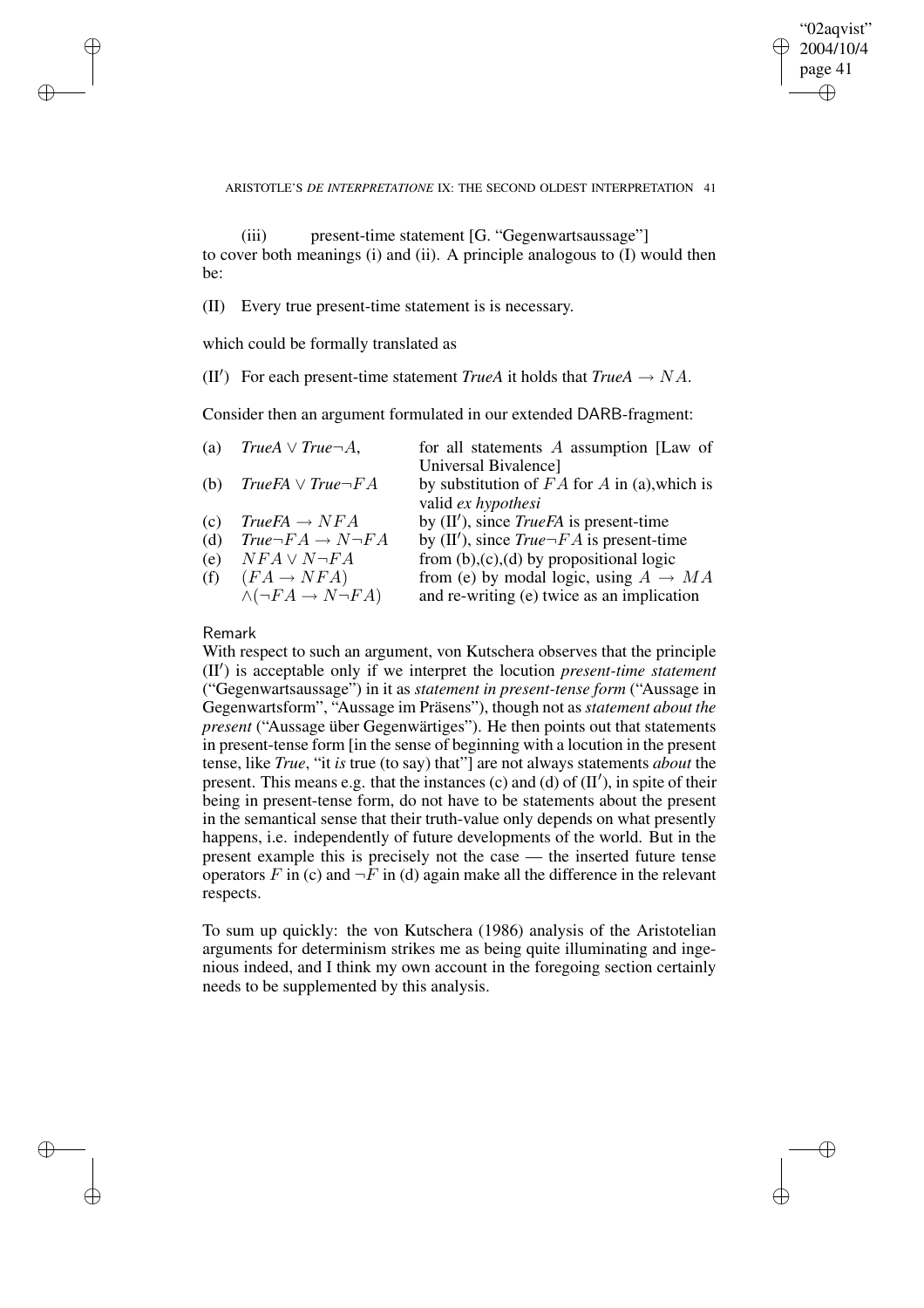(iii) present-time statement [G. "Gegenwartsaussage"]
to cover both meanings (i) and (ii). A principle analogous to (I) would then be:

(II) Every true present-time statement is is necessary.

which could be formally translated as

(II′) For each present-time statement *TrueA* it holds that *TrueA* $\rightarrow NA$.

Consider then an argument formulated in our extended DARB-fragment:

| | | |
|---|---|---|
| (a) | *TrueA* $\vee$ *True*$\neg A$, | for all statements $A$ assumption [Law of Universal Bivalence] |
| (b) | *TrueFA* $\vee$ *True*$\neg FA$ | by substitution of $FA$ for $A$ in (a),which is valid *ex hypothesi* |
| (c) | *TrueFA* $\rightarrow NFA$ | by (II′), since *TrueFA* is present-time |
| (d) | *True*$\neg FA \rightarrow N\neg FA$ | by (II′), since *True*$\neg FA$ is present-time |
| (e) | $NFA \vee N\neg FA$ | from (b),(c),(d) by propositional logic |
| (f) | $(FA \rightarrow NFA)$ $\wedge(\neg FA \rightarrow N\neg FA)$ | from (e) by modal logic, using $A \rightarrow MA$ and re-writing (e) twice as an implication |

Remark

With respect to such an argument, von Kutschera observes that the principle (II′) is acceptable only if we interpret the locution *present-time statement* ("Gegenwartsaussage") in it as *statement in present-tense form* ("Aussage in Gegenwartsform", "Aussage im Präsens"), though not as *statement about the present* ("Aussage über Gegenwärtiges"). He then points out that statements in present-tense form [in the sense of beginning with a locution in the present tense, like *True*, "it *is* true (to say) that"] are not always statements *about* the present. This means e.g. that the instances (c) and (d) of (II′), in spite of their being in present-tense form, do not have to be statements about the present in the semantical sense that their truth-value only depends on what presently happens, i.e. independently of future developments of the world. But in the present example this is precisely not the case — the inserted future tense operators $F$ in (c) and $\neg F$ in (d) again make all the difference in the relevant respects.

To sum up quickly: the von Kutschera (1986) analysis of the Aristotelian arguments for determinism strikes me as being quite illuminating and ingenious indeed, and I think my own account in the foregoing section certainly needs to be supplemented by this analysis.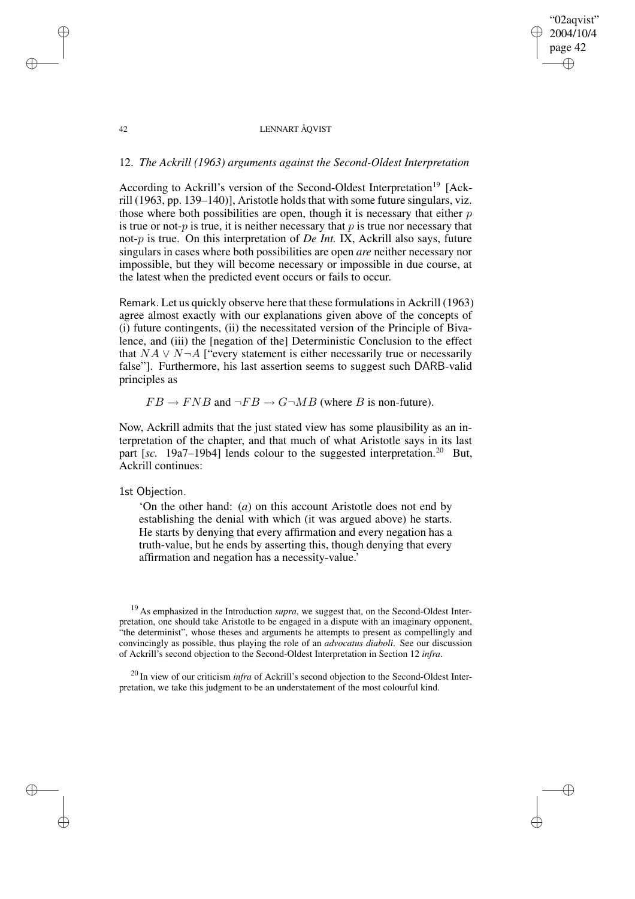## 12. *The Ackrill (1963) arguments against the Second-Oldest Interpretation*

According to Ackrill's version of the Second-Oldest Interpretation[19] [Ackrill (1963, pp. 139–140)], Aristotle holds that with some future singulars, viz. those where both possibilities are open, though it is necessary that either $p$ is true or not-$p$ is true, it is neither necessary that $p$ is true nor necessary that not-$p$ is true. On this interpretation of *De Int.* IX, Ackrill also says, future singulars in cases where both possibilities are open *are* neither necessary nor impossible, but they will become necessary or impossible in due course, at the latest when the predicted event occurs or fails to occur.

Remark. Let us quickly observe here that these formulations in Ackrill (1963) agree almost exactly with our explanations given above of the concepts of (i) future contingents, (ii) the necessitated version of the Principle of Bivalence, and (iii) the [negation of the] Deterministic Conclusion to the effect that $NA \vee N\neg A$ ["every statement is either necessarily true or necessarily false"]. Furthermore, his last assertion seems to suggest such DARB-valid principles as

$$FB \rightarrow FNB \text{ and } \neg FB \rightarrow G\neg MB \text{ (where } B \text{ is non-future).}$$

Now, Ackrill admits that the just stated view has some plausibility as an interpretation of the chapter, and that much of what Aristotle says in its last part [*sc.* 19a7–19b4] lends colour to the suggested interpretation.[20] But, Ackrill continues:

1st Objection.

> 'On the other hand: (*a*) on this account Aristotle does not end by establishing the denial with which (it was argued above) he starts. He starts by denying that every affirmation and every negation has a truth-value, but he ends by asserting this, though denying that every affirmation and negation has a necessity-value.'

---

[19] As emphasized in the Introduction *supra*, we suggest that, on the Second-Oldest Interpretation, one should take Aristotle to be engaged in a dispute with an imaginary opponent, "the determinist", whose theses and arguments he attempts to present as compellingly and convincingly as possible, thus playing the role of an *advocatus diaboli*. See our discussion of Ackrill's second objection to the Second-Oldest Interpretation in Section 12 *infra*.

[20] In view of our criticism *infra* of Ackrill's second objection to the Second-Oldest Interpretation, we take this judgment to be an understatement of the most colourful kind.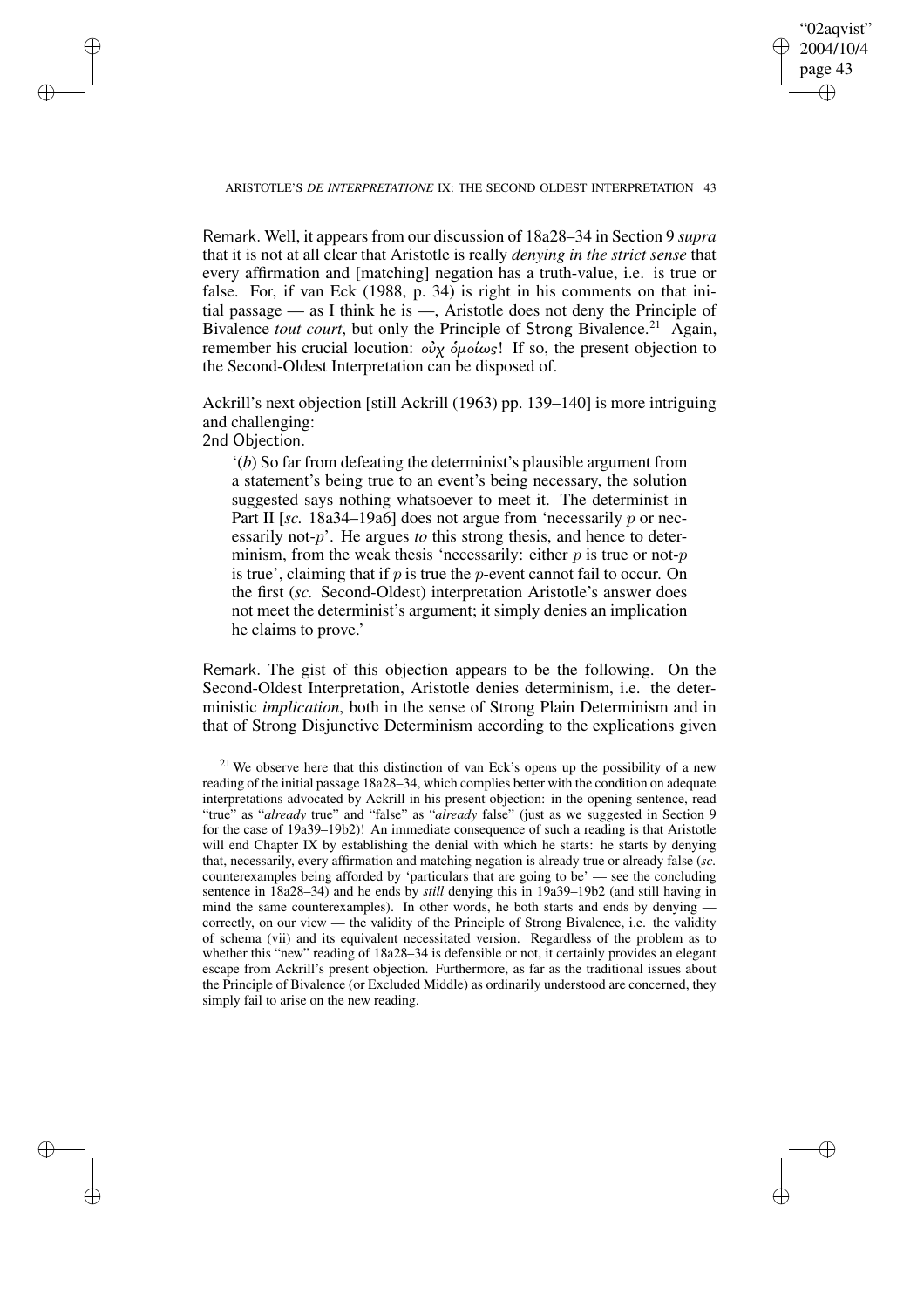Remark. Well, it appears from our discussion of 18a28–34 in Section 9 *supra* that it is not at all clear that Aristotle is really *denying in the strict sense* that every affirmation and [matching] negation has a truth-value, i.e. is true or false. For, if van Eck (1988, p. 34) is right in his comments on that initial passage — as I think he is —, Aristotle does not deny the Principle of Bivalence *tout court*, but only the Principle of Strong Bivalence.[21] Again, remember his crucial locution: οὐχ ὁμοίως! If so, the present objection to the Second-Oldest Interpretation can be disposed of.

Ackrill's next objection [still Ackrill (1963) pp. 139–140] is more intriguing and challenging:

2nd Objection.

> '(*b*) So far from defeating the determinist's plausible argument from a statement's being true to an event's being necessary, the solution suggested says nothing whatsoever to meet it. The determinist in Part II [*sc.* 18a34–19a6] does not argue from 'necessarily $p$ or necessarily not-$p$'. He argues *to* this strong thesis, and hence to determinism, from the weak thesis 'necessarily: either $p$ is true or not-$p$ is true', claiming that if $p$ is true the $p$-event cannot fail to occur. On the first (*sc.* Second-Oldest) interpretation Aristotle's answer does not meet the determinist's argument; it simply denies an implication he claims to prove.'

Remark. The gist of this objection appears to be the following. On the Second-Oldest Interpretation, Aristotle denies determinism, i.e. the deterministic *implication*, both in the sense of Strong Plain Determinism and in that of Strong Disjunctive Determinism according to the explications given

[21] We observe here that this distinction of van Eck's opens up the possibility of a new reading of the initial passage 18a28–34, which complies better with the condition on adequate interpretations advocated by Ackrill in his present objection: in the opening sentence, read "true" as "*already* true" and "false" as "*already* false" (just as we suggested in Section 9 for the case of 19a39–19b2)! An immediate consequence of such a reading is that Aristotle will end Chapter IX by establishing the denial with which he starts: he starts by denying that, necessarily, every affirmation and matching negation is already true or already false (*sc.* counterexamples being afforded by 'particulars that are going to be' — see the concluding sentence in 18a28–34) and he ends by *still* denying this in 19a39–19b2 (and still having in mind the same counterexamples). In other words, he both starts and ends by denying — correctly, on our view — the validity of the Principle of Strong Bivalence, i.e. the validity of schema (vii) and its equivalent necessitated version. Regardless of the problem as to whether this "new" reading of 18a28–34 is defensible or not, it certainly provides an elegant escape from Ackrill's present objection. Furthermore, as far as the traditional issues about the Principle of Bivalence (or Excluded Middle) as ordinarily understood are concerned, they simply fail to arise on the new reading.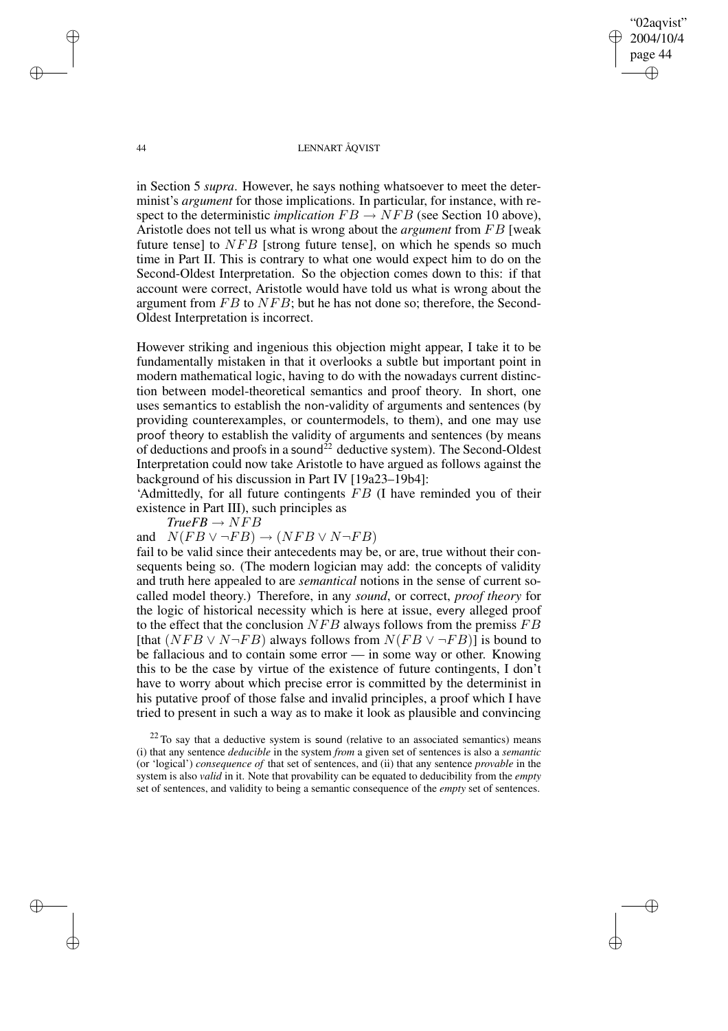in Section 5 *supra*. However, he says nothing whatsoever to meet the determinist's *argument* for those implications. In particular, for instance, with respect to the deterministic *implication* $FB \rightarrow NFB$ (see Section 10 above), Aristotle does not tell us what is wrong about the *argument* from $FB$ [weak future tense] to $NFB$ [strong future tense], on which he spends so much time in Part II. This is contrary to what one would expect him to do on the Second-Oldest Interpretation. So the objection comes down to this: if that account were correct, Aristotle would have told us what is wrong about the argument from $FB$ to $NFB$; but he has not done so; therefore, the Second-Oldest Interpretation is incorrect.

However striking and ingenious this objection might appear, I take it to be fundamentally mistaken in that it overlooks a subtle but important point in modern mathematical logic, having to do with the nowadays current distinction between model-theoretical semantics and proof theory. In short, one uses semantics to establish the non-validity of arguments and sentences (by providing counterexamples, or countermodels, to them), and one may use proof theory to establish the validity of arguments and sentences (by means of deductions and proofs in a sound[22] deductive system). The Second-Oldest Interpretation could now take Aristotle to have argued as follows against the background of his discussion in Part IV [19a23–19b4]:

'Admittedly, for all future contingents $FB$ (I have reminded you of their existence in Part III), such principles as

$TrueFB \rightarrow NFB$

and $N(FB \vee \neg FB) \rightarrow (NFB \vee N\neg FB)$

fail to be valid since their antecedents may be, or are, true without their consequents being so. (The modern logician may add: the concepts of validity and truth here appealed to are *semantical* notions in the sense of current so-called model theory.) Therefore, in any *sound*, or correct, *proof theory* for the logic of historical necessity which is here at issue, every alleged proof to the effect that the conclusion $NFB$ always follows from the premiss $FB$ [that $(NFB \vee N\neg FB)$ always follows from $N(FB \vee \neg FB)$] is bound to be fallacious and to contain some error — in some way or other. Knowing this to be the case by virtue of the existence of future contingents, I don't have to worry about which precise error is committed by the determinist in his putative proof of those false and invalid principles, a proof which I have tried to present in such a way as to make it look as plausible and convincing

[22] To say that a deductive system is sound (relative to an associated semantics) means (i) that any sentence *deducible* in the system *from* a given set of sentences is also a *semantic* (or 'logical') *consequence of* that set of sentences, and (ii) that any sentence *provable* in the system is also *valid* in it. Note that provability can be equated to deducibility from the *empty* set of sentences, and validity to being a semantic consequence of the *empty* set of sentences.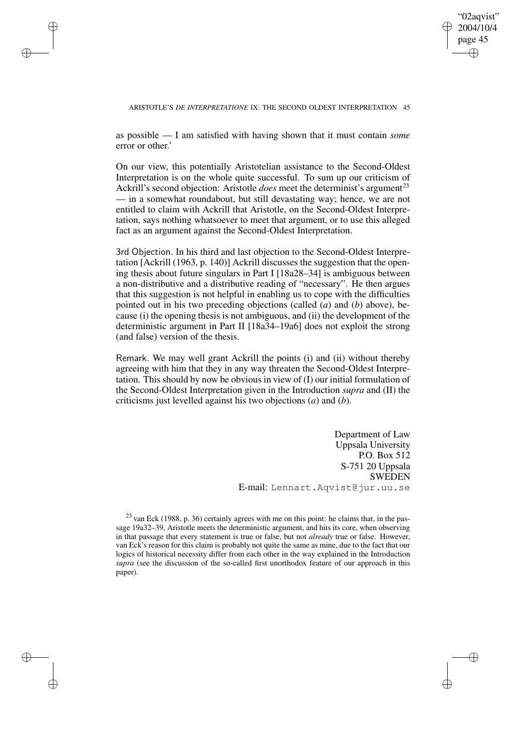as possible — I am satisfied with having shown that it must contain *some* error or other.'

On our view, this potentially Aristotelian assistance to the Second-Oldest Interpretation is on the whole quite successful. To sum up our criticism of Ackrill's second objection: Aristotle *does* meet the determinist's argument[23] — in a somewhat roundabout, but still devastating way; hence, we are not entitled to claim with Ackrill that Aristotle, on the Second-Oldest Interpretation, says nothing whatsoever to meet that argument, or to use this alleged fact as an argument against the Second-Oldest Interpretation.

3rd Objection. In his third and last objection to the Second-Oldest Interpretation [Ackrill (1963, p. 140)] Ackrill discusses the suggestion that the opening thesis about future singulars in Part I [18a28–34] is ambiguous between a non-distributive and a distributive reading of "necessary". He then argues that this suggestion is not helpful in enabling us to cope with the difficulties pointed out in his two preceding objections (called (*a*) and (*b*) above), because (i) the opening thesis is not ambiguous, and (ii) the development of the deterministic argument in Part II [18a34–19a6] does not exploit the strong (and false) version of the thesis.

Remark. We may well grant Ackrill the points (i) and (ii) without thereby agreeing with him that they in any way threaten the Second-Oldest Interpretation. This should by now be obvious in view of (I) our initial formulation of the Second-Oldest Interpretation given in the Introduction *supra* and (II) the criticisms just levelled against his two objections (*a*) and (*b*).

Department of Law
Uppsala University
P.O. Box 512
S-751 20 Uppsala
SWEDEN
E-mail: Lennart.Aqvist@jur.uu.se

[23] van Eck (1988, p. 36) certainly agrees with me on this point: he claims that, in the passage 19a32–39, Aristotle meets the deterministic argument, and hits its core, when observing in that passage that every statement is true or false, but not *already* true or false. However, van Eck's reason for this claim is probably not quite the same as mine, due to the fact that our logics of historical necessity differ from each other in the way explained in the Introduction *supra* (see the discussion of the so-called first unorthodox feature of our approach in this paper).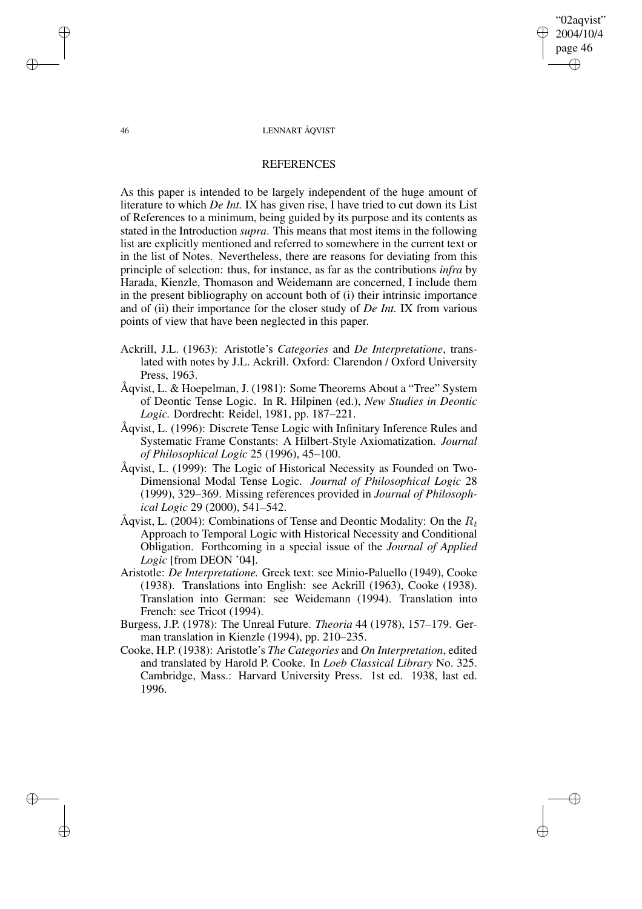## REFERENCES

As this paper is intended to be largely independent of the huge amount of literature to which *De Int.* IX has given rise, I have tried to cut down its List of References to a minimum, being guided by its purpose and its contents as stated in the Introduction *supra*. This means that most items in the following list are explicitly mentioned and referred to somewhere in the current text or in the list of Notes. Nevertheless, there are reasons for deviating from this principle of selection: thus, for instance, as far as the contributions *infra* by Harada, Kienzle, Thomason and Weidemann are concerned, I include them in the present bibliography on account both of (i) their intrinsic importance and of (ii) their importance for the closer study of *De Int.* IX from various points of view that have been neglected in this paper.

Ackrill, J.L. (1963): Aristotle's *Categories* and *De Interpretatione*, translated with notes by J.L. Ackrill. Oxford: Clarendon / Oxford University Press, 1963.

Åqvist, L. & Hoepelman, J. (1981): Some Theorems About a "Tree" System of Deontic Tense Logic. In R. Hilpinen (ed.), *New Studies in Deontic Logic.* Dordrecht: Reidel, 1981, pp. 187–221.

Åqvist, L. (1996): Discrete Tense Logic with Infinitary Inference Rules and Systematic Frame Constants: A Hilbert-Style Axiomatization. *Journal of Philosophical Logic* 25 (1996), 45–100.

Åqvist, L. (1999): The Logic of Historical Necessity as Founded on Two-Dimensional Modal Tense Logic. *Journal of Philosophical Logic* 28 (1999), 329–369. Missing references provided in *Journal of Philosophical Logic* 29 (2000), 541–542.

Åqvist, L. (2004): Combinations of Tense and Deontic Modality: On the $R_t$ Approach to Temporal Logic with Historical Necessity and Conditional Obligation. Forthcoming in a special issue of the *Journal of Applied Logic* [from DEON '04].

Aristotle: *De Interpretatione.* Greek text: see Minio-Paluello (1949), Cooke (1938). Translations into English: see Ackrill (1963), Cooke (1938). Translation into German: see Weidemann (1994). Translation into French: see Tricot (1994).

Burgess, J.P. (1978): The Unreal Future. *Theoria* 44 (1978), 157–179. German translation in Kienzle (1994), pp. 210–235.

Cooke, H.P. (1938): Aristotle's *The Categories* and *On Interpretation*, edited and translated by Harold P. Cooke. In *Loeb Classical Library* No. 325. Cambridge, Mass.: Harvard University Press. 1st ed. 1938, last ed. 1996.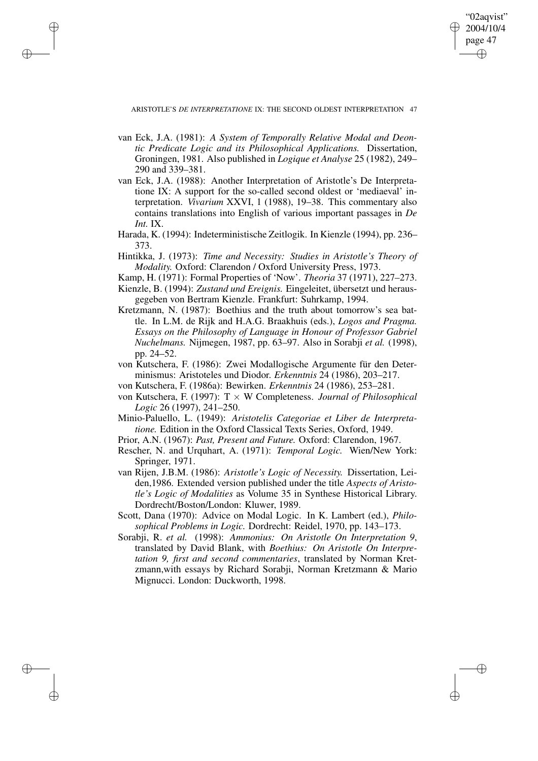van Eck, J.A. (1981): *A System of Temporally Relative Modal and Deontic Predicate Logic and its Philosophical Applications.* Dissertation, Groningen, 1981. Also published in *Logique et Analyse* 25 (1982), 249–290 and 339–381.

van Eck, J.A. (1988): Another Interpretation of Aristotle's De Interpretatione IX: A support for the so-called second oldest or 'mediaeval' interpretation. *Vivarium* XXVI, 1 (1988), 19–38. This commentary also contains translations into English of various important passages in *De Int.* IX.

Harada, K. (1994): Indeterministische Zeitlogik. In Kienzle (1994), pp. 236–373.

Hintikka, J. (1973): *Time and Necessity: Studies in Aristotle's Theory of Modality.* Oxford: Clarendon / Oxford University Press, 1973.

Kamp, H. (1971): Formal Properties of 'Now'. *Theoria* 37 (1971), 227–273.

Kienzle, B. (1994): *Zustand und Ereignis.* Eingeleitet, übersetzt und herausgegeben von Bertram Kienzle. Frankfurt: Suhrkamp, 1994.

Kretzmann, N. (1987): Boethius and the truth about tomorrow's sea battle. In L.M. de Rijk and H.A.G. Braakhuis (eds.), *Logos and Pragma. Essays on the Philosophy of Language in Honour of Professor Gabriel Nuchelmans.* Nijmegen, 1987, pp. 63–97. Also in Sorabji *et al.* (1998), pp. 24–52.

von Kutschera, F. (1986): Zwei Modallogische Argumente für den Determinismus: Aristoteles und Diodor. *Erkenntnis* 24 (1986), 203–217.

von Kutschera, F. (1986a): Bewirken. *Erkenntnis* 24 (1986), 253–281.

von Kutschera, F. (1997): T $\times$ W Completeness. *Journal of Philosophical Logic* 26 (1997), 241–250.

Minio-Paluello, L. (1949): *Aristotelis Categoriae et Liber de Interpretatione.* Edition in the Oxford Classical Texts Series, Oxford, 1949.

Prior, A.N. (1967): *Past, Present and Future.* Oxford: Clarendon, 1967.

Rescher, N. and Urquhart, A. (1971): *Temporal Logic.* Wien/New York: Springer, 1971.

van Rijen, J.B.M. (1986): *Aristotle's Logic of Necessity.* Dissertation, Leiden,1986. Extended version published under the title *Aspects of Aristotle's Logic of Modalities* as Volume 35 in Synthese Historical Library. Dordrecht/Boston/London: Kluwer, 1989.

Scott, Dana (1970): Advice on Modal Logic. In K. Lambert (ed.), *Philosophical Problems in Logic.* Dordrecht: Reidel, 1970, pp. 143–173.

Sorabji, R. *et al.* (1998): *Ammonius: On Aristotle On Interpretation 9*, translated by David Blank, with *Boethius: On Aristotle On Interpretation 9, first and second commentaries*, translated by Norman Kretzmann,with essays by Richard Sorabji, Norman Kretzmann & Mario Mignucci. London: Duckworth, 1998.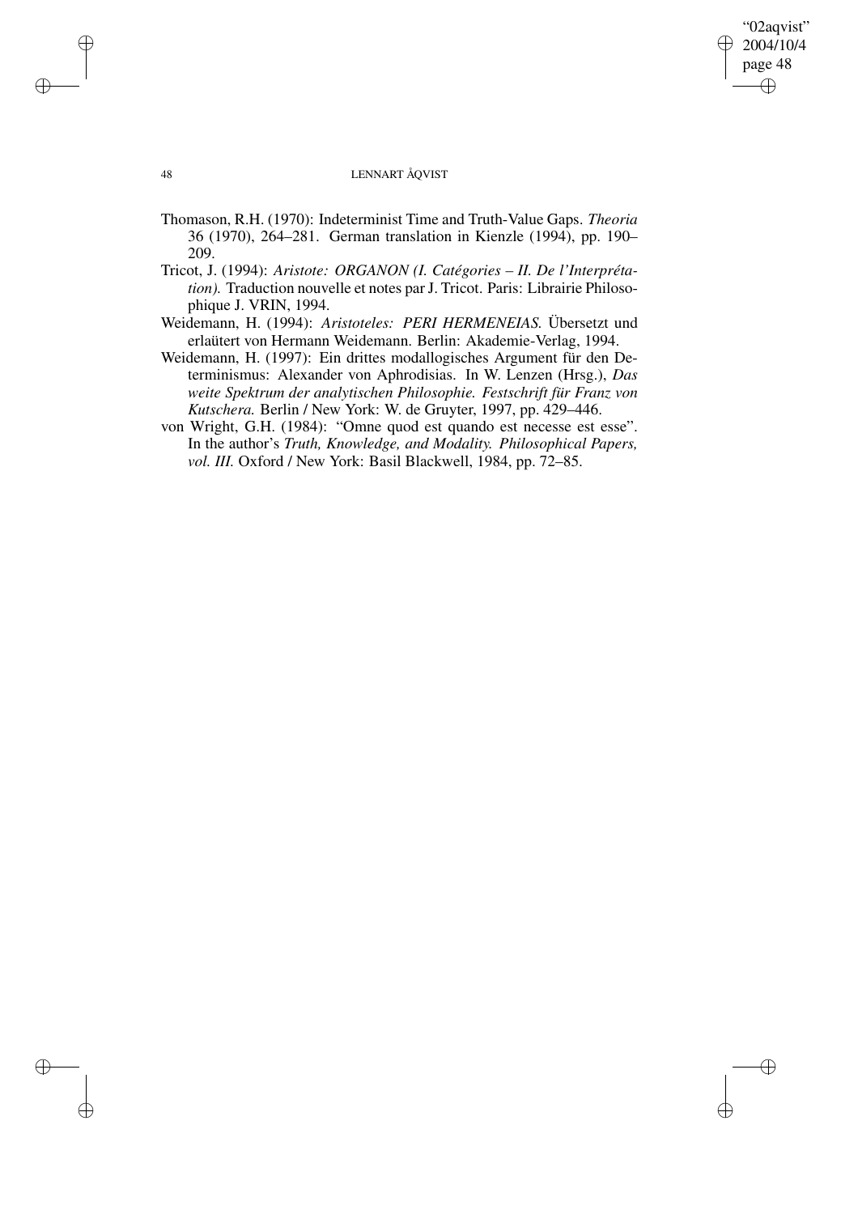Thomason, R.H. (1970): Indeterminist Time and Truth-Value Gaps. *Theoria* 36 (1970), 264–281. German translation in Kienzle (1994), pp. 190–209.

Tricot, J. (1994): *Aristote: ORGANON (I. Catégories – II. De l'Interprétation).* Traduction nouvelle et notes par J. Tricot. Paris: Librairie Philosophique J. VRIN, 1994.

Weidemann, H. (1994): *Aristoteles: PERI HERMENEIAS.* Übersetzt und erlaütert von Hermann Weidemann. Berlin: Akademie-Verlag, 1994.

Weidemann, H. (1997): Ein drittes modallogisches Argument für den Determinismus: Alexander von Aphrodisias. In W. Lenzen (Hrsg.), *Das weite Spektrum der analytischen Philosophie. Festschrift für Franz von Kutschera.* Berlin / New York: W. de Gruyter, 1997, pp. 429–446.

von Wright, G.H. (1984): "Omne quod est quando est necesse est esse". In the author's *Truth, Knowledge, and Modality. Philosophical Papers, vol. III.* Oxford / New York: Basil Blackwell, 1984, pp. 72–85.